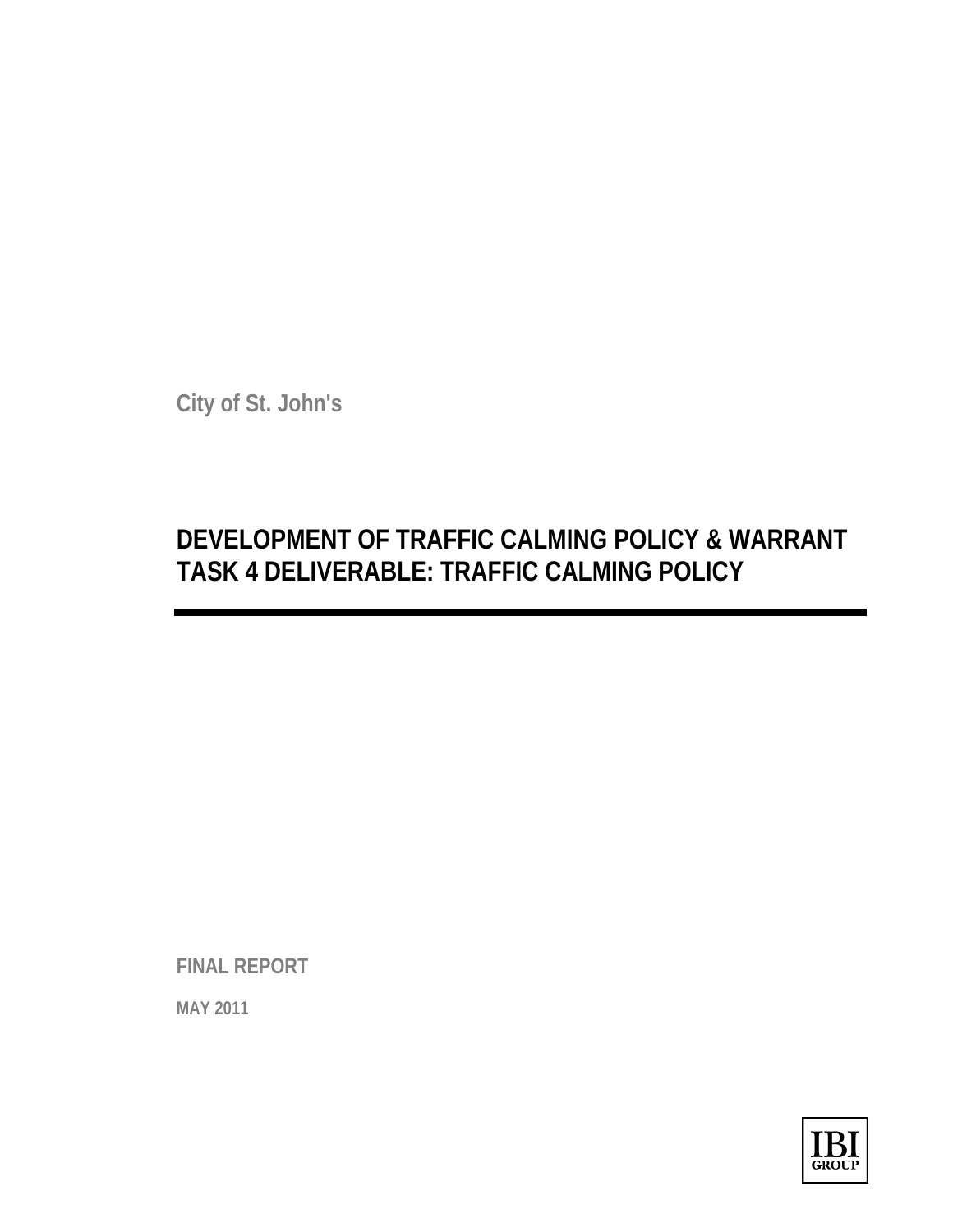City of St. John's

# DEVELOPMENT OF TRAFFIC CALMING POLICY & WARRANT
# TASK 4 DELIVERABLE: TRAFFIC CALMING POLICY

**FINAL REPORT**

**MAY 2011**

IBI GROUP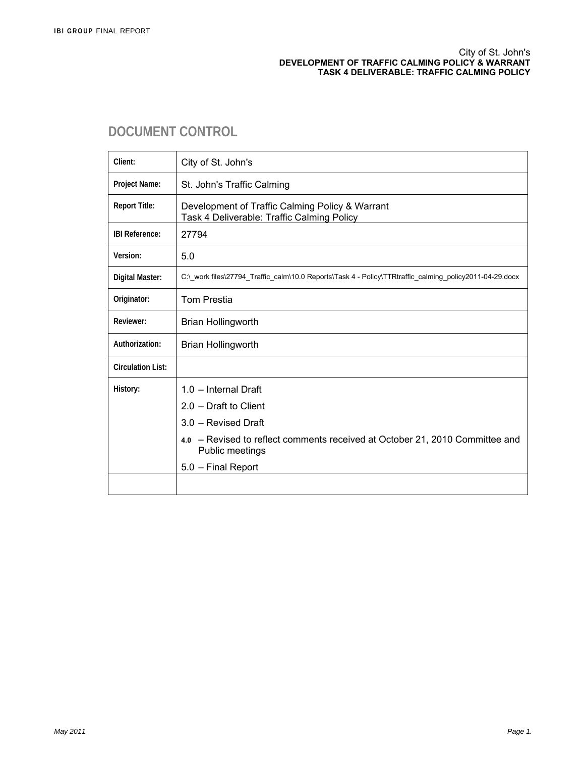# DOCUMENT CONTROL

| | |
|---|---|
| **Client:** | City of St. John's |
| **Project Name:** | St. John's Traffic Calming |
| **Report Title:** | Development of Traffic Calming Policy & Warrant<br>Task 4 Deliverable: Traffic Calming Policy |
| **IBI Reference:** | 27794 |
| **Version:** | 5.0 |
| **Digital Master:** | C:\_work files\27794_Traffic_calm\10.0 Reports\Task 4 - Policy\TTRtraffic_calming_policy2011-04-29.docx |
| **Originator:** | Tom Prestia |
| **Reviewer:** | Brian Hollingworth |
| **Authorization:** | Brian Hollingworth |
| **Circulation List:** | |
| **History:** | 1.0 – Internal Draft<br>2.0 – Draft to Client<br>3.0 – Revised Draft<br>4.0 – Revised to reflect comments received at October 21, 2010 Committee and Public meetings<br>5.0 – Final Report |
| | |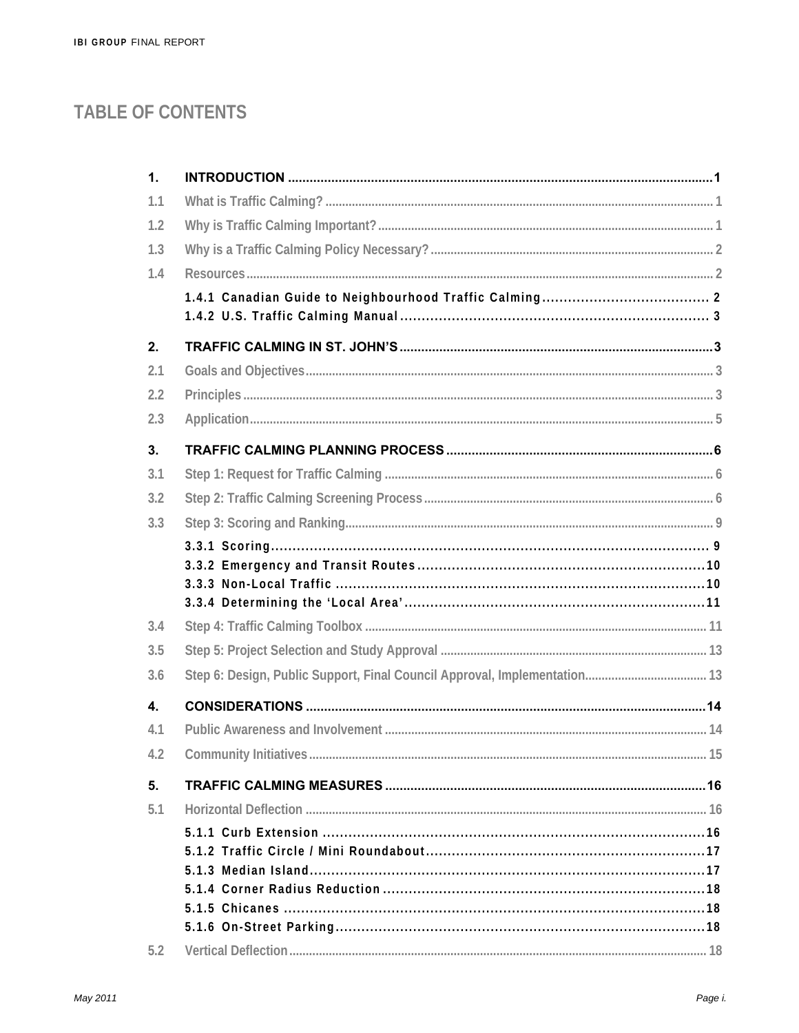# TABLE OF CONTENTS

**1. INTRODUCTION** .......... **1**

1.1 What is Traffic Calming? .......... 1

1.2 Why is Traffic Calming Important? .......... 1

1.3 Why is a Traffic Calming Policy Necessary? .......... 2

1.4 Resources .......... 2

- 1.4.1 Canadian Guide to Neighbourhood Traffic Calming .......... 2
- 1.4.2 U.S. Traffic Calming Manual .......... 3

**2. TRAFFIC CALMING IN ST. JOHN'S** .......... **3**

2.1 Goals and Objectives .......... 3

2.2 Principles .......... 3

2.3 Application .......... 5

**3. TRAFFIC CALMING PLANNING PROCESS** .......... **6**

3.1 Step 1: Request for Traffic Calming .......... 6

3.2 Step 2: Traffic Calming Screening Process .......... 6

3.3 Step 3: Scoring and Ranking .......... 9

- 3.3.1 Scoring .......... 9
- 3.3.2 Emergency and Transit Routes .......... 10
- 3.3.3 Non-Local Traffic .......... 10
- 3.3.4 Determining the 'Local Area' .......... 11

3.4 Step 4: Traffic Calming Toolbox .......... 11

3.5 Step 5: Project Selection and Study Approval .......... 13

3.6 Step 6: Design, Public Support, Final Council Approval, Implementation .......... 13

**4. CONSIDERATIONS** .......... **14**

4.1 Public Awareness and Involvement .......... 14

4.2 Community Initiatives .......... 15

**5. TRAFFIC CALMING MEASURES** .......... **16**

5.1 Horizontal Deflection .......... 16

- 5.1.1 Curb Extension .......... 16
- 5.1.2 Traffic Circle / Mini Roundabout .......... 17
- 5.1.3 Median Island .......... 17
- 5.1.4 Corner Radius Reduction .......... 18
- 5.1.5 Chicanes .......... 18
- 5.1.6 On-Street Parking .......... 18

5.2 Vertical Deflection .......... 18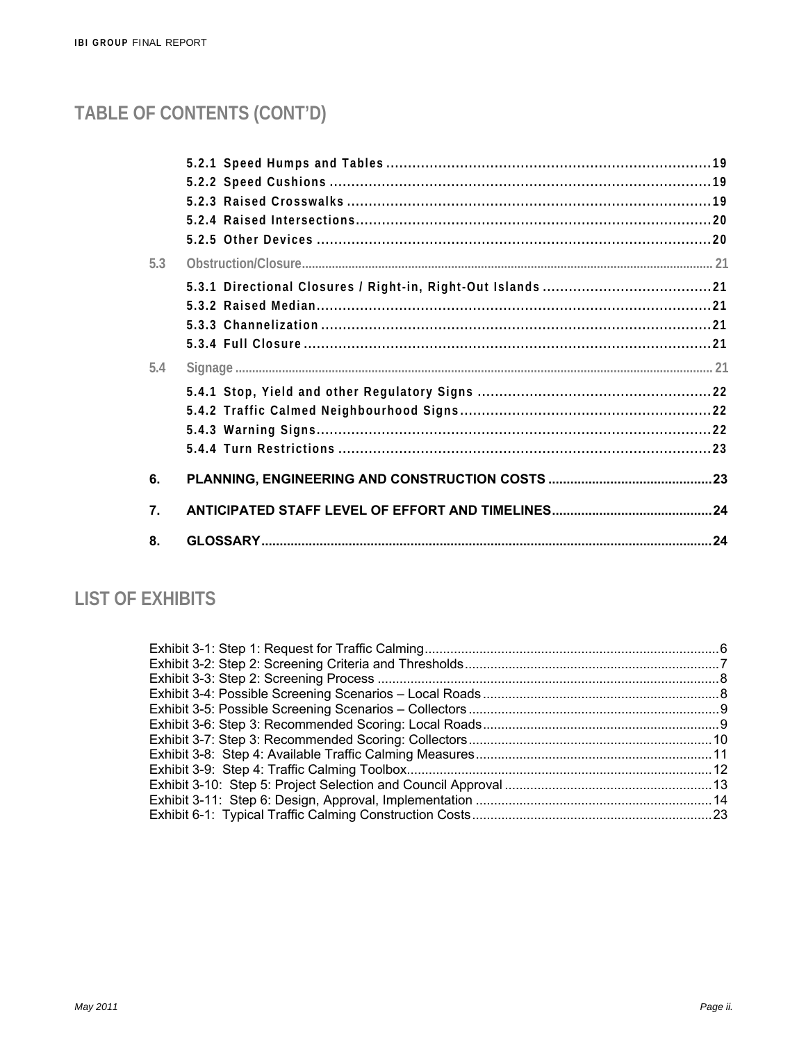## TABLE OF CONTENTS (CONT'D)

- 5.2.1 Speed Humps and Tables ........ 19
- 5.2.2 Speed Cushions ........ 19
- 5.2.3 Raised Crosswalks ........ 19
- 5.2.4 Raised Intersections ........ 20
- 5.2.5 Other Devices ........ 20

5.3 Obstruction/Closure ........ 21

- 5.3.1 Directional Closures / Right-in, Right-Out Islands ........ 21
- 5.3.2 Raised Median ........ 21
- 5.3.3 Channelization ........ 21
- 5.3.4 Full Closure ........ 21

5.4 Signage ........ 21

- 5.4.1 Stop, Yield and other Regulatory Signs ........ 22
- 5.4.2 Traffic Calmed Neighbourhood Signs ........ 22
- 5.4.3 Warning Signs ........ 22
- 5.4.4 Turn Restrictions ........ 23

**6. PLANNING, ENGINEERING AND CONSTRUCTION COSTS ........ 23**

**7. ANTICIPATED STAFF LEVEL OF EFFORT AND TIMELINES ........ 24**

**8. GLOSSARY ........ 24**

## LIST OF EXHIBITS

- Exhibit 3-1: Step 1: Request for Traffic Calming ........ 6
- Exhibit 3-2: Step 2: Screening Criteria and Thresholds ........ 7
- Exhibit 3-3: Step 2: Screening Process ........ 8
- Exhibit 3-4: Possible Screening Scenarios – Local Roads ........ 8
- Exhibit 3-5: Possible Screening Scenarios – Collectors ........ 9
- Exhibit 3-6: Step 3: Recommended Scoring: Local Roads ........ 9
- Exhibit 3-7: Step 3: Recommended Scoring: Collectors ........ 10
- Exhibit 3-8: Step 4: Available Traffic Calming Measures ........ 11
- Exhibit 3-9: Step 4: Traffic Calming Toolbox ........ 12
- Exhibit 3-10: Step 5: Project Selection and Council Approval ........ 13
- Exhibit 3-11: Step 6: Design, Approval, Implementation ........ 14
- Exhibit 6-1: Typical Traffic Calming Construction Costs ........ 23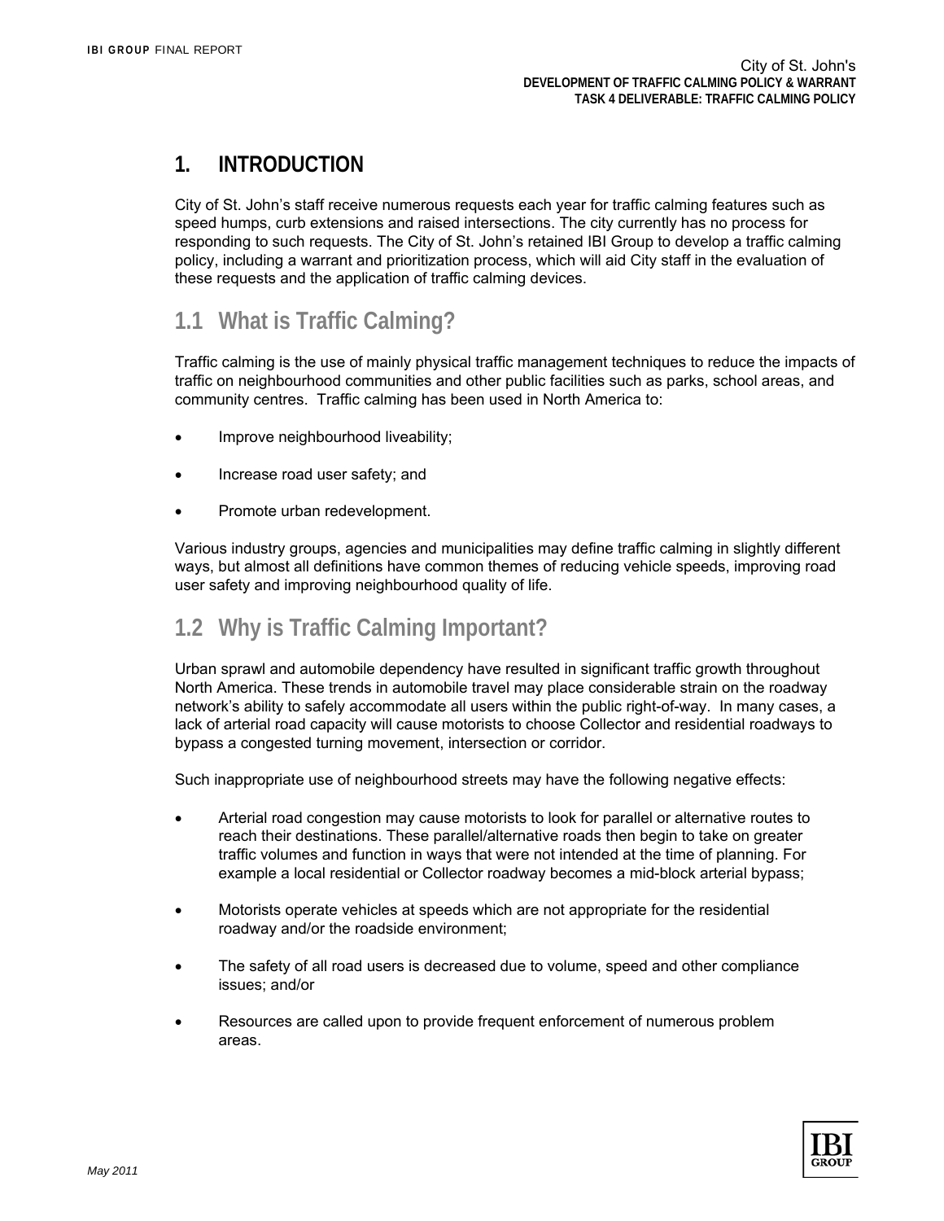# 1. INTRODUCTION

City of St. John's staff receive numerous requests each year for traffic calming features such as speed humps, curb extensions and raised intersections. The city currently has no process for responding to such requests. The City of St. John's retained IBI Group to develop a traffic calming policy, including a warrant and prioritization process, which will aid City staff in the evaluation of these requests and the application of traffic calming devices.

## 1.1 What is Traffic Calming?

Traffic calming is the use of mainly physical traffic management techniques to reduce the impacts of traffic on neighbourhood communities and other public facilities such as parks, school areas, and community centres. Traffic calming has been used in North America to:

- Improve neighbourhood liveability;
- Increase road user safety; and
- Promote urban redevelopment.

Various industry groups, agencies and municipalities may define traffic calming in slightly different ways, but almost all definitions have common themes of reducing vehicle speeds, improving road user safety and improving neighbourhood quality of life.

## 1.2 Why is Traffic Calming Important?

Urban sprawl and automobile dependency have resulted in significant traffic growth throughout North America. These trends in automobile travel may place considerable strain on the roadway network's ability to safely accommodate all users within the public right-of-way. In many cases, a lack of arterial road capacity will cause motorists to choose Collector and residential roadways to bypass a congested turning movement, intersection or corridor.

Such inappropriate use of neighbourhood streets may have the following negative effects:

- Arterial road congestion may cause motorists to look for parallel or alternative routes to reach their destinations. These parallel/alternative roads then begin to take on greater traffic volumes and function in ways that were not intended at the time of planning. For example a local residential or Collector roadway becomes a mid-block arterial bypass;
- Motorists operate vehicles at speeds which are not appropriate for the residential roadway and/or the roadside environment;
- The safety of all road users is decreased due to volume, speed and other compliance issues; and/or
- Resources are called upon to provide frequent enforcement of numerous problem areas.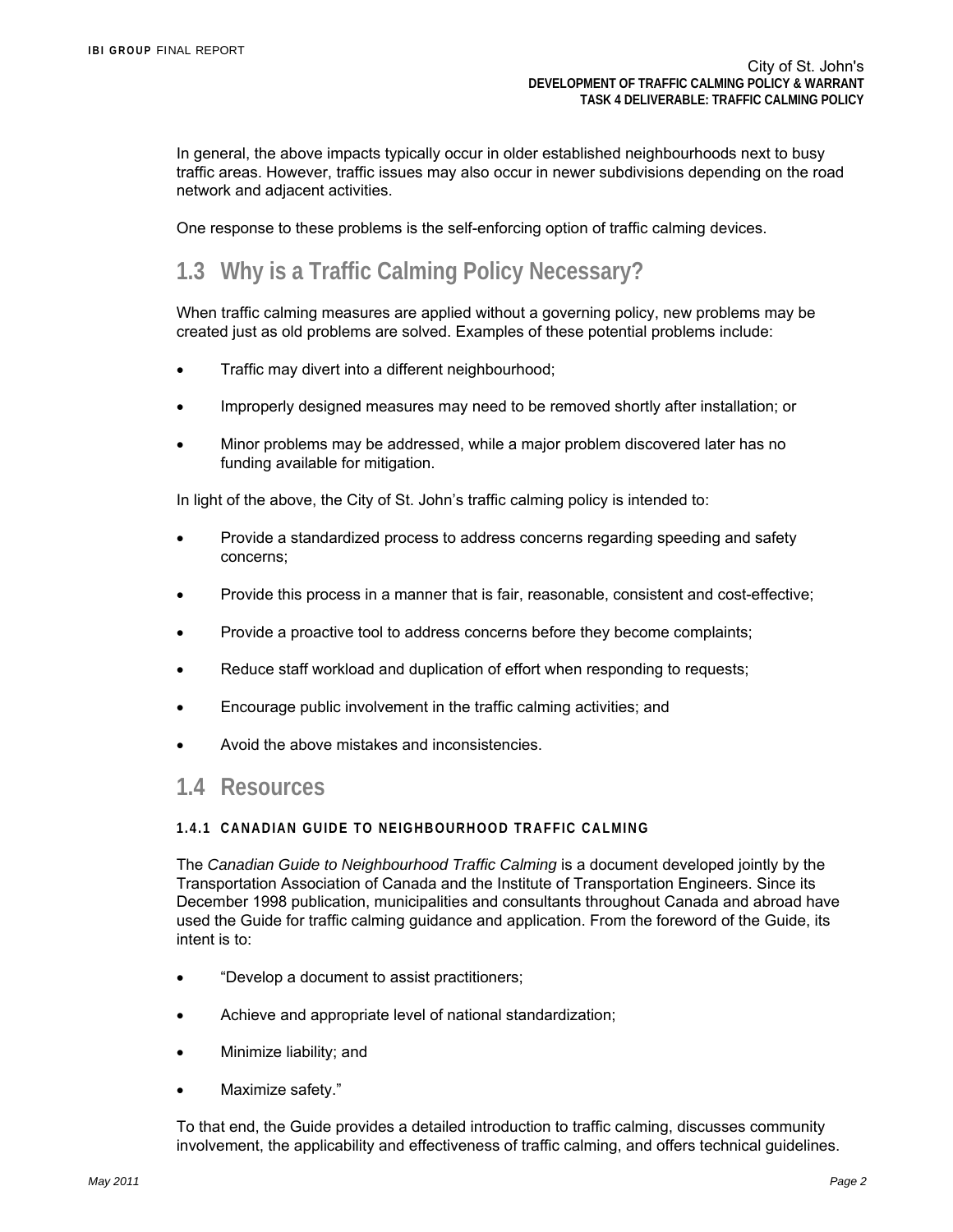In general, the above impacts typically occur in older established neighbourhoods next to busy traffic areas. However, traffic issues may also occur in newer subdivisions depending on the road network and adjacent activities.

One response to these problems is the self-enforcing option of traffic calming devices.

## 1.3 Why is a Traffic Calming Policy Necessary?

When traffic calming measures are applied without a governing policy, new problems may be created just as old problems are solved. Examples of these potential problems include:

- Traffic may divert into a different neighbourhood;
- Improperly designed measures may need to be removed shortly after installation; or
- Minor problems may be addressed, while a major problem discovered later has no funding available for mitigation.

In light of the above, the City of St. John's traffic calming policy is intended to:

- Provide a standardized process to address concerns regarding speeding and safety concerns;
- Provide this process in a manner that is fair, reasonable, consistent and cost-effective;
- Provide a proactive tool to address concerns before they become complaints;
- Reduce staff workload and duplication of effort when responding to requests;
- Encourage public involvement in the traffic calming activities; and
- Avoid the above mistakes and inconsistencies.

## 1.4 Resources

### 1.4.1 CANADIAN GUIDE TO NEIGHBOURHOOD TRAFFIC CALMING

The *Canadian Guide to Neighbourhood Traffic Calming* is a document developed jointly by the Transportation Association of Canada and the Institute of Transportation Engineers. Since its December 1998 publication, municipalities and consultants throughout Canada and abroad have used the Guide for traffic calming guidance and application. From the foreword of the Guide, its intent is to:

- "Develop a document to assist practitioners;
- Achieve and appropriate level of national standardization;
- Minimize liability; and
- Maximize safety."

To that end, the Guide provides a detailed introduction to traffic calming, discusses community involvement, the applicability and effectiveness of traffic calming, and offers technical guidelines.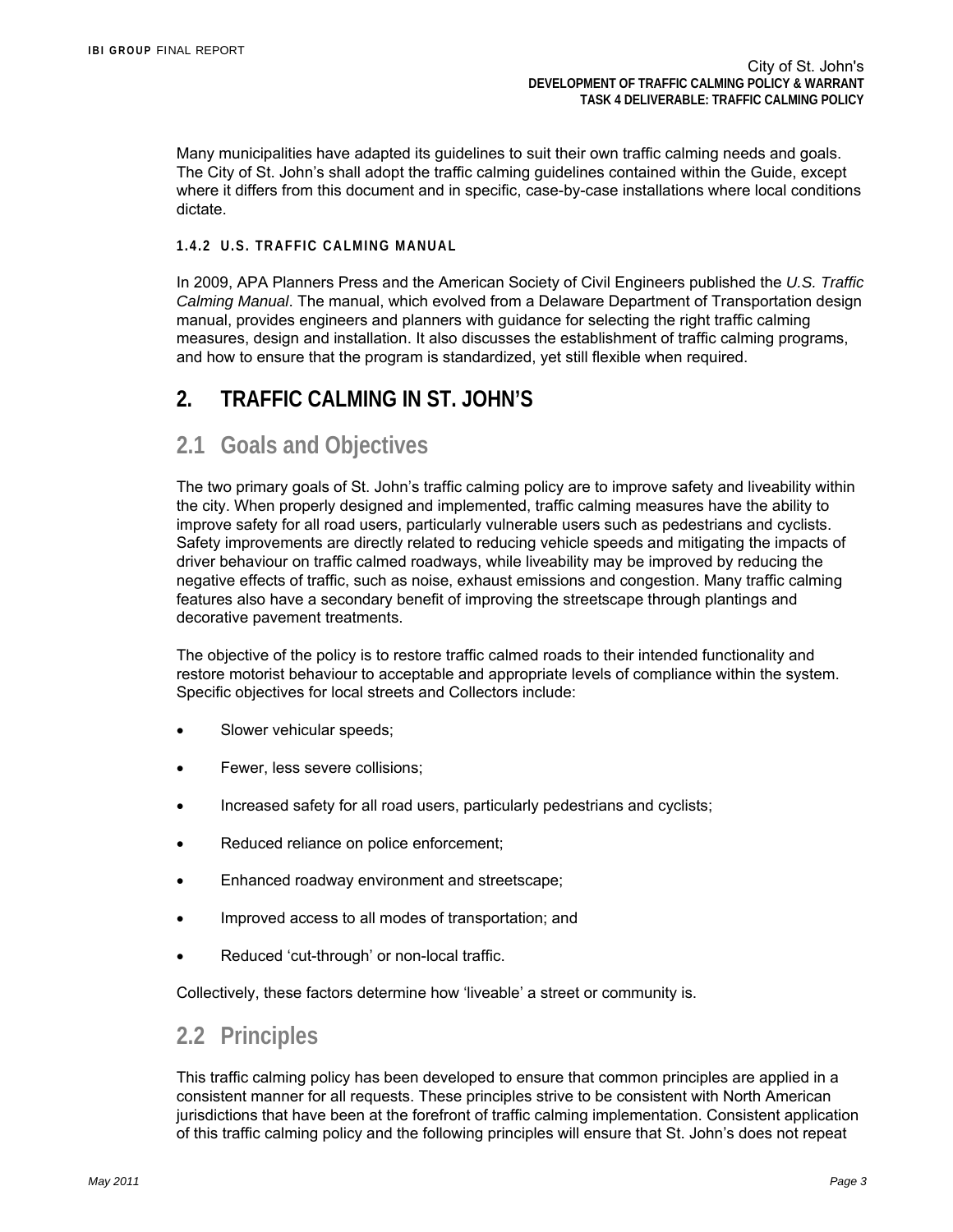Many municipalities have adapted its guidelines to suit their own traffic calming needs and goals. The City of St. John's shall adopt the traffic calming guidelines contained within the Guide, except where it differs from this document and in specific, case-by-case installations where local conditions dictate.

#### 1.4.2 U.S. TRAFFIC CALMING MANUAL

In 2009, APA Planners Press and the American Society of Civil Engineers published the *U.S. Traffic Calming Manual*. The manual, which evolved from a Delaware Department of Transportation design manual, provides engineers and planners with guidance for selecting the right traffic calming measures, design and installation. It also discusses the establishment of traffic calming programs, and how to ensure that the program is standardized, yet still flexible when required.

# 2. TRAFFIC CALMING IN ST. JOHN'S

## 2.1 Goals and Objectives

The two primary goals of St. John's traffic calming policy are to improve safety and liveability within the city. When properly designed and implemented, traffic calming measures have the ability to improve safety for all road users, particularly vulnerable users such as pedestrians and cyclists. Safety improvements are directly related to reducing vehicle speeds and mitigating the impacts of driver behaviour on traffic calmed roadways, while liveability may be improved by reducing the negative effects of traffic, such as noise, exhaust emissions and congestion. Many traffic calming features also have a secondary benefit of improving the streetscape through plantings and decorative pavement treatments.

The objective of the policy is to restore traffic calmed roads to their intended functionality and restore motorist behaviour to acceptable and appropriate levels of compliance within the system. Specific objectives for local streets and Collectors include:

- Slower vehicular speeds;
- Fewer, less severe collisions;
- Increased safety for all road users, particularly pedestrians and cyclists;
- Reduced reliance on police enforcement;
- Enhanced roadway environment and streetscape;
- Improved access to all modes of transportation; and
- Reduced 'cut-through' or non-local traffic.

Collectively, these factors determine how 'liveable' a street or community is.

## 2.2 Principles

This traffic calming policy has been developed to ensure that common principles are applied in a consistent manner for all requests. These principles strive to be consistent with North American jurisdictions that have been at the forefront of traffic calming implementation. Consistent application of this traffic calming policy and the following principles will ensure that St. John's does not repeat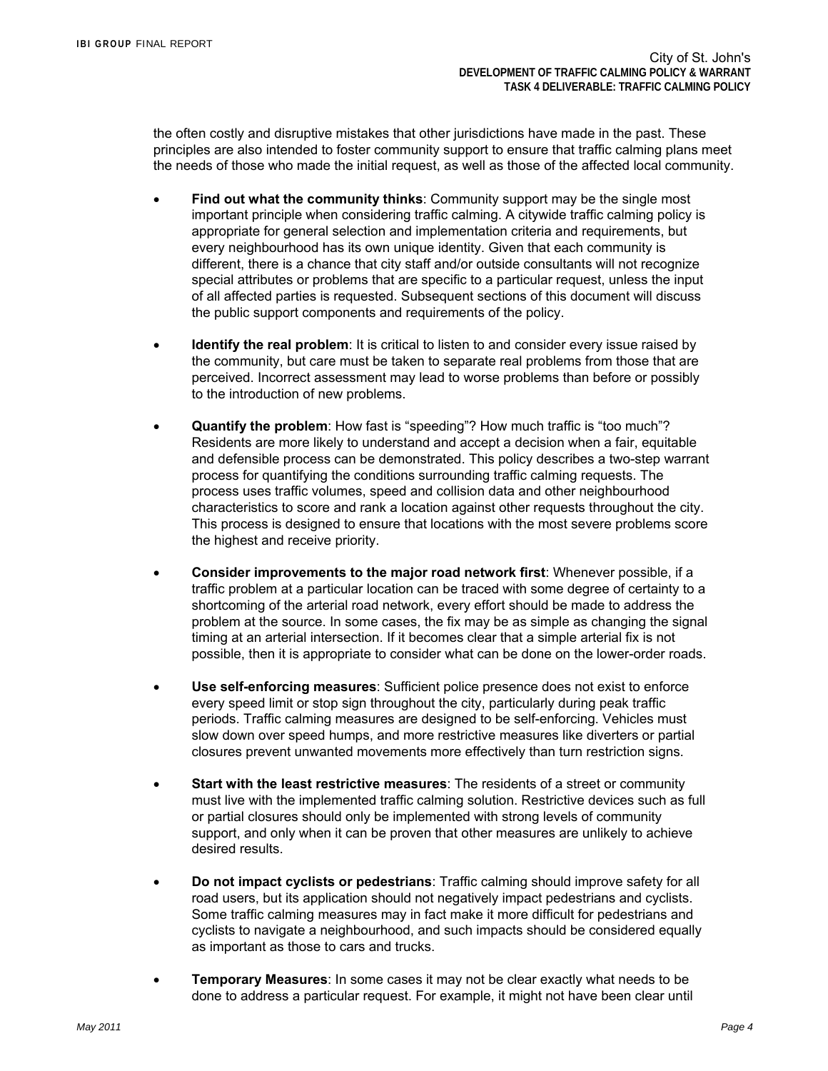the often costly and disruptive mistakes that other jurisdictions have made in the past. These principles are also intended to foster community support to ensure that traffic calming plans meet the needs of those who made the initial request, as well as those of the affected local community.

- **Find out what the community thinks**: Community support may be the single most important principle when considering traffic calming. A citywide traffic calming policy is appropriate for general selection and implementation criteria and requirements, but every neighbourhood has its own unique identity. Given that each community is different, there is a chance that city staff and/or outside consultants will not recognize special attributes or problems that are specific to a particular request, unless the input of all affected parties is requested. Subsequent sections of this document will discuss the public support components and requirements of the policy.

- **Identify the real problem**: It is critical to listen to and consider every issue raised by the community, but care must be taken to separate real problems from those that are perceived. Incorrect assessment may lead to worse problems than before or possibly to the introduction of new problems.

- **Quantify the problem**: How fast is "speeding"? How much traffic is "too much"? Residents are more likely to understand and accept a decision when a fair, equitable and defensible process can be demonstrated. This policy describes a two-step warrant process for quantifying the conditions surrounding traffic calming requests. The process uses traffic volumes, speed and collision data and other neighbourhood characteristics to score and rank a location against other requests throughout the city. This process is designed to ensure that locations with the most severe problems score the highest and receive priority.

- **Consider improvements to the major road network first**: Whenever possible, if a traffic problem at a particular location can be traced with some degree of certainty to a shortcoming of the arterial road network, every effort should be made to address the problem at the source. In some cases, the fix may be as simple as changing the signal timing at an arterial intersection. If it becomes clear that a simple arterial fix is not possible, then it is appropriate to consider what can be done on the lower-order roads.

- **Use self-enforcing measures**: Sufficient police presence does not exist to enforce every speed limit or stop sign throughout the city, particularly during peak traffic periods. Traffic calming measures are designed to be self-enforcing. Vehicles must slow down over speed humps, and more restrictive measures like diverters or partial closures prevent unwanted movements more effectively than turn restriction signs.

- **Start with the least restrictive measures**: The residents of a street or community must live with the implemented traffic calming solution. Restrictive devices such as full or partial closures should only be implemented with strong levels of community support, and only when it can be proven that other measures are unlikely to achieve desired results.

- **Do not impact cyclists or pedestrians**: Traffic calming should improve safety for all road users, but its application should not negatively impact pedestrians and cyclists. Some traffic calming measures may in fact make it more difficult for pedestrians and cyclists to navigate a neighbourhood, and such impacts should be considered equally as important as those to cars and trucks.

- **Temporary Measures**: In some cases it may not be clear exactly what needs to be done to address a particular request. For example, it might not have been clear until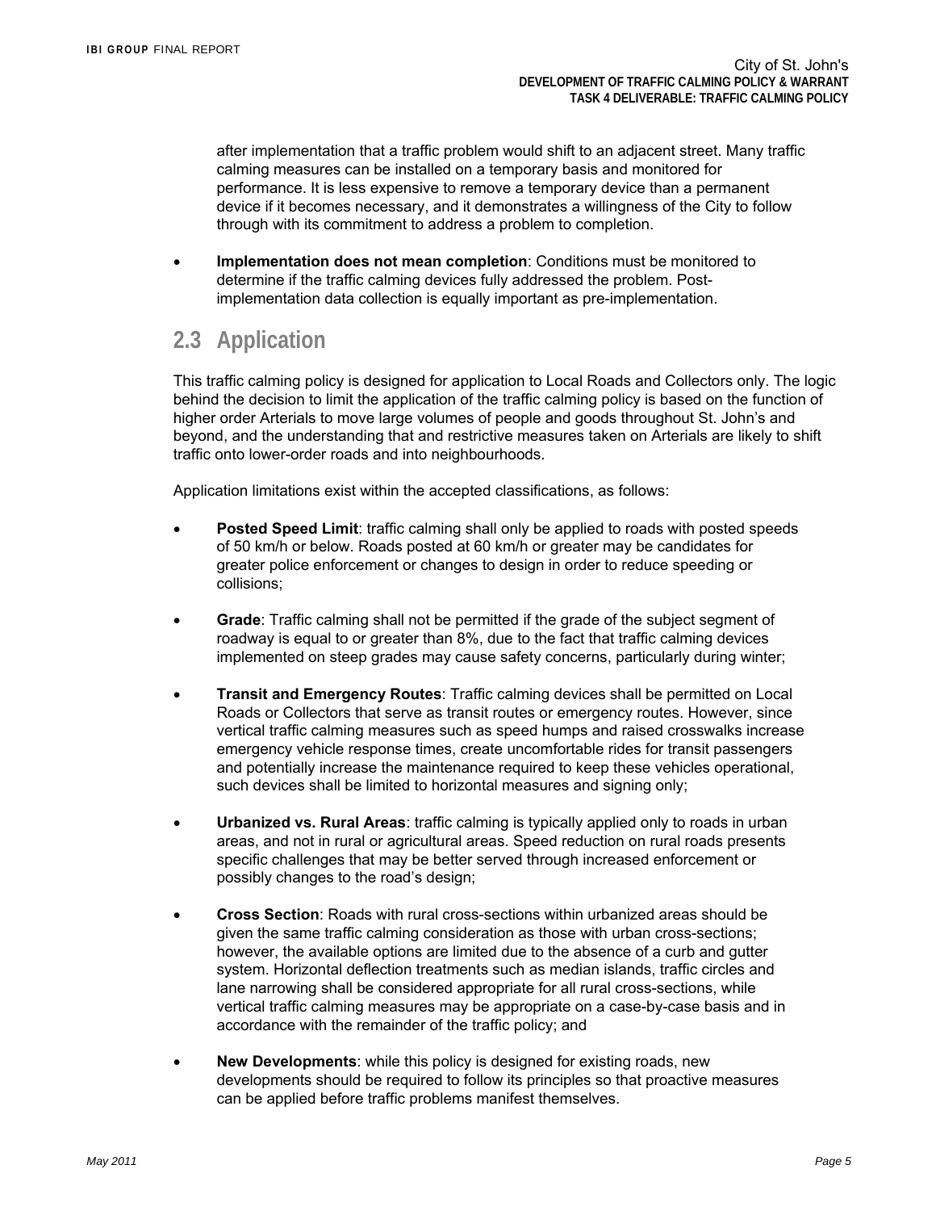after implementation that a traffic problem would shift to an adjacent street. Many traffic calming measures can be installed on a temporary basis and monitored for performance. It is less expensive to remove a temporary device than a permanent device if it becomes necessary, and it demonstrates a willingness of the City to follow through with its commitment to address a problem to completion.

- **Implementation does not mean completion**: Conditions must be monitored to determine if the traffic calming devices fully addressed the problem. Post-implementation data collection is equally important as pre-implementation.

## 2.3 Application

This traffic calming policy is designed for application to Local Roads and Collectors only. The logic behind the decision to limit the application of the traffic calming policy is based on the function of higher order Arterials to move large volumes of people and goods throughout St. John's and beyond, and the understanding that and restrictive measures taken on Arterials are likely to shift traffic onto lower-order roads and into neighbourhoods.

Application limitations exist within the accepted classifications, as follows:

- **Posted Speed Limit**: traffic calming shall only be applied to roads with posted speeds of 50 km/h or below. Roads posted at 60 km/h or greater may be candidates for greater police enforcement or changes to design in order to reduce speeding or collisions;

- **Grade**: Traffic calming shall not be permitted if the grade of the subject segment of roadway is equal to or greater than 8%, due to the fact that traffic calming devices implemented on steep grades may cause safety concerns, particularly during winter;

- **Transit and Emergency Routes**: Traffic calming devices shall be permitted on Local Roads or Collectors that serve as transit routes or emergency routes. However, since vertical traffic calming measures such as speed humps and raised crosswalks increase emergency vehicle response times, create uncomfortable rides for transit passengers and potentially increase the maintenance required to keep these vehicles operational, such devices shall be limited to horizontal measures and signing only;

- **Urbanized vs. Rural Areas**: traffic calming is typically applied only to roads in urban areas, and not in rural or agricultural areas. Speed reduction on rural roads presents specific challenges that may be better served through increased enforcement or possibly changes to the road's design;

- **Cross Section**: Roads with rural cross-sections within urbanized areas should be given the same traffic calming consideration as those with urban cross-sections; however, the available options are limited due to the absence of a curb and gutter system. Horizontal deflection treatments such as median islands, traffic circles and lane narrowing shall be considered appropriate for all rural cross-sections, while vertical traffic calming measures may be appropriate on a case-by-case basis and in accordance with the remainder of the traffic policy; and

- **New Developments**: while this policy is designed for existing roads, new developments should be required to follow its principles so that proactive measures can be applied before traffic problems manifest themselves.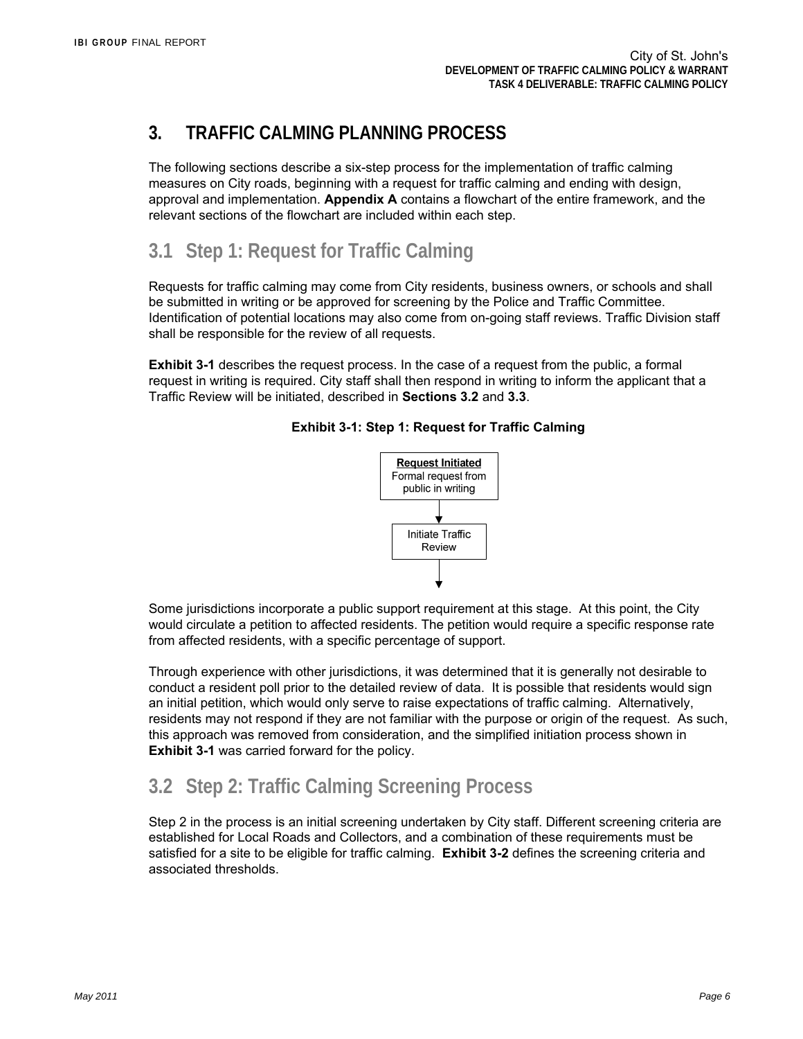# 3. TRAFFIC CALMING PLANNING PROCESS

The following sections describe a six-step process for the implementation of traffic calming measures on City roads, beginning with a request for traffic calming and ending with design, approval and implementation. **Appendix A** contains a flowchart of the entire framework, and the relevant sections of the flowchart are included within each step.

## 3.1 Step 1: Request for Traffic Calming

Requests for traffic calming may come from City residents, business owners, or schools and shall be submitted in writing or be approved for screening by the Police and Traffic Committee. Identification of potential locations may also come from on-going staff reviews. Traffic Division staff shall be responsible for the review of all requests.

**Exhibit 3-1** describes the request process. In the case of a request from the public, a formal request in writing is required. City staff shall then respond in writing to inform the applicant that a Traffic Review will be initiated, described in **Sections 3.2** and **3.3**.

**Exhibit 3-1: Step 1: Request for Traffic Calming**

**Request Initiated**
Formal request from public in writing

↓

Initiate Traffic Review

↓

Some jurisdictions incorporate a public support requirement at this stage. At this point, the City would circulate a petition to affected residents. The petition would require a specific response rate from affected residents, with a specific percentage of support.

Through experience with other jurisdictions, it was determined that it is generally not desirable to conduct a resident poll prior to the detailed review of data. It is possible that residents would sign an initial petition, which would only serve to raise expectations of traffic calming. Alternatively, residents may not respond if they are not familiar with the purpose or origin of the request. As such, this approach was removed from consideration, and the simplified initiation process shown in **Exhibit 3-1** was carried forward for the policy.

## 3.2 Step 2: Traffic Calming Screening Process

Step 2 in the process is an initial screening undertaken by City staff. Different screening criteria are established for Local Roads and Collectors, and a combination of these requirements must be satisfied for a site to be eligible for traffic calming. **Exhibit 3-2** defines the screening criteria and associated thresholds.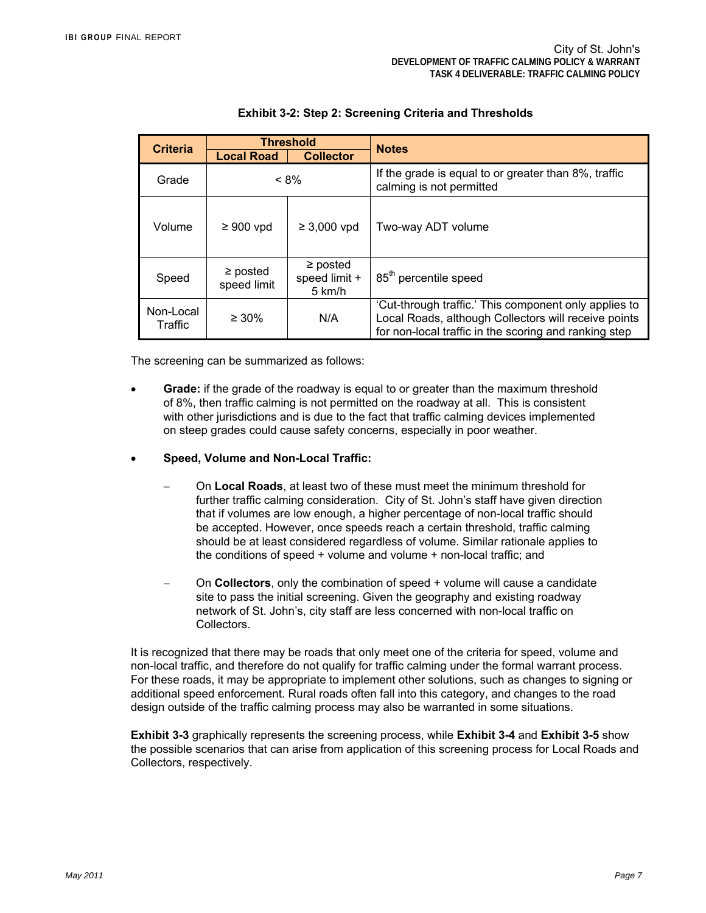**Exhibit 3-2: Step 2: Screening Criteria and Thresholds**

| Criteria | Threshold | | Notes |
|---|---|---|---|
| | Local Road | Collector | |
| Grade | < 8% | | If the grade is equal to or greater than 8%, traffic calming is not permitted |
| Volume | ≥ 900 vpd | ≥ 3,000 vpd | Two-way ADT volume |
| Speed | ≥ posted speed limit | ≥ posted speed limit + 5 km/h | 85th percentile speed |
| Non-Local Traffic | ≥ 30% | N/A | 'Cut-through traffic.' This component only applies to Local Roads, although Collectors will receive points for non-local traffic in the scoring and ranking step |

The screening can be summarized as follows:

- **Grade:** if the grade of the roadway is equal to or greater than the maximum threshold of 8%, then traffic calming is not permitted on the roadway at all. This is consistent with other jurisdictions and is due to the fact that traffic calming devices implemented on steep grades could cause safety concerns, especially in poor weather.
- **Speed, Volume and Non-Local Traffic:**
  - On **Local Roads**, at least two of these must meet the minimum threshold for further traffic calming consideration. City of St. John's staff have given direction that if volumes are low enough, a higher percentage of non-local traffic should be accepted. However, once speeds reach a certain threshold, traffic calming should be at least considered regardless of volume. Similar rationale applies to the conditions of speed + volume and volume + non-local traffic; and
  - On **Collectors**, only the combination of speed + volume will cause a candidate site to pass the initial screening. Given the geography and existing roadway network of St. John's, city staff are less concerned with non-local traffic on Collectors.

It is recognized that there may be roads that only meet one of the criteria for speed, volume and non-local traffic, and therefore do not qualify for traffic calming under the formal warrant process. For these roads, it may be appropriate to implement other solutions, such as changes to signing or additional speed enforcement. Rural roads often fall into this category, and changes to the road design outside of the traffic calming process may also be warranted in some situations.

**Exhibit 3-3** graphically represents the screening process, while **Exhibit 3-4** and **Exhibit 3-5** show the possible scenarios that can arise from application of this screening process for Local Roads and Collectors, respectively.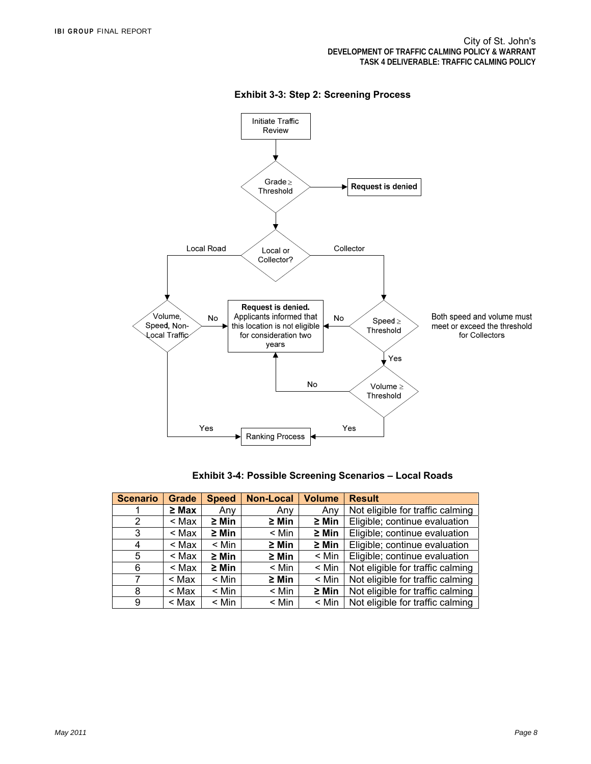**Exhibit 3-3: Step 2: Screening Process**

- Initiate Traffic Review
- Grade ≥ Threshold → Request is denied
- Local or Collector?
  - Local Road → Volume, Speed, Non-Local Traffic
    - No → **Request is denied.** Applicants informed that this location is not eligible for consideration two years
    - Yes → Ranking Process
  - Collector → Speed ≥ Threshold
    - No → **Request is denied.** Applicants informed that this location is not eligible for consideration two years
    - Yes → Volume ≥ Threshold
      - No → **Request is denied.** Applicants informed that this location is not eligible for consideration two years
      - Yes → Ranking Process

Both speed and volume must meet or exceed the threshold for Collectors

**Exhibit 3-4: Possible Screening Scenarios – Local Roads**

| Scenario | Grade | Speed | Non-Local | Volume | Result |
|---|---|---|---|---|---|
| 1 | **≥ Max** | Any | Any | Any | Not eligible for traffic calming |
| 2 | < Max | **≥ Min** | **≥ Min** | **≥ Min** | Eligible; continue evaluation |
| 3 | < Max | **≥ Min** | < Min | **≥ Min** | Eligible; continue evaluation |
| 4 | < Max | < Min | **≥ Min** | **≥ Min** | Eligible; continue evaluation |
| 5 | < Max | **≥ Min** | **≥ Min** | < Min | Eligible; continue evaluation |
| 6 | < Max | **≥ Min** | < Min | < Min | Not eligible for traffic calming |
| 7 | < Max | < Min | **≥ Min** | < Min | Not eligible for traffic calming |
| 8 | < Max | < Min | < Min | **≥ Min** | Not eligible for traffic calming |
| 9 | < Max | < Min | < Min | < Min | Not eligible for traffic calming |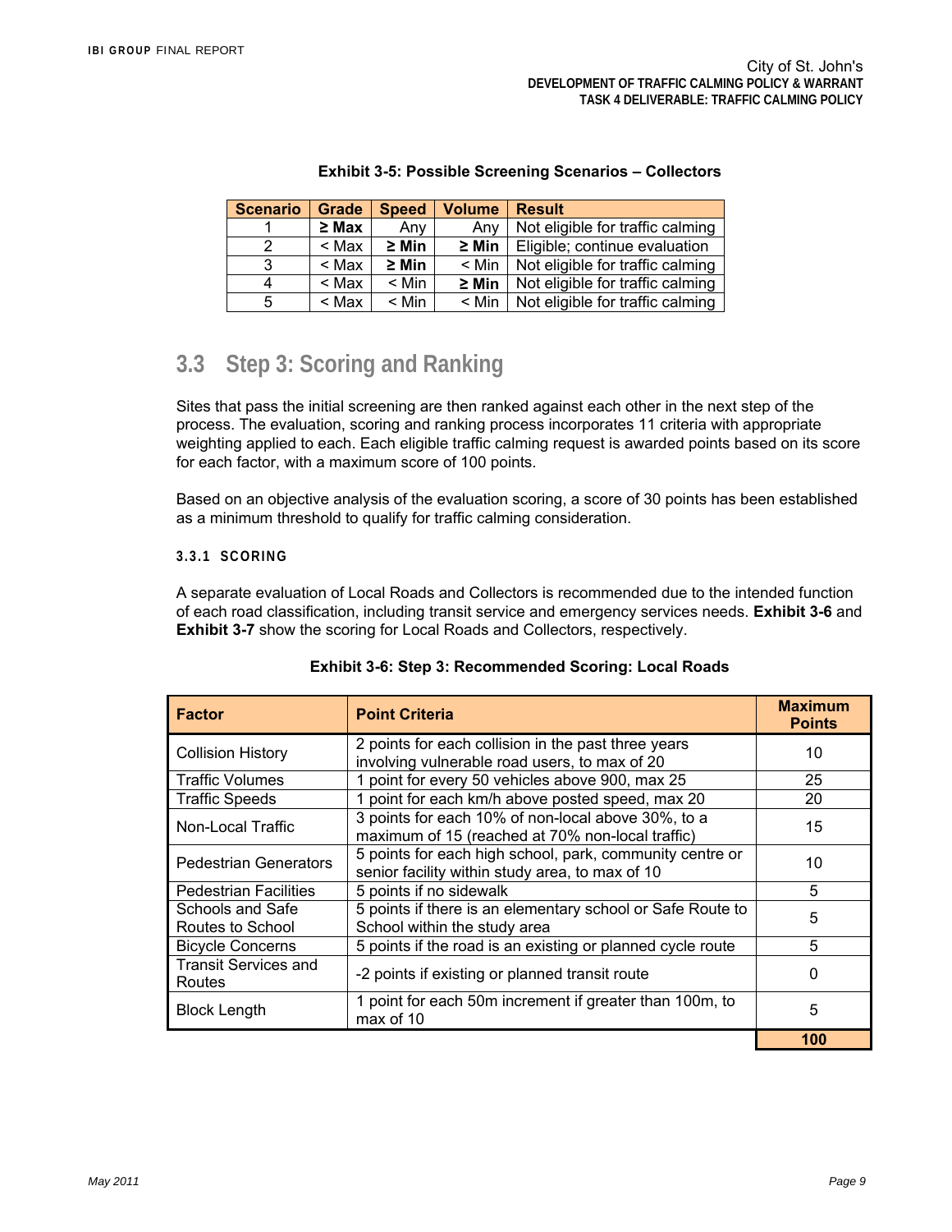**Exhibit 3-5: Possible Screening Scenarios – Collectors**

| Scenario | Grade | Speed | Volume | Result |
|---|---|---|---|---|
| 1 | **≥ Max** | Any | Any | Not eligible for traffic calming |
| 2 | < Max | **≥ Min** | **≥ Min** | Eligible; continue evaluation |
| 3 | < Max | **≥ Min** | < Min | Not eligible for traffic calming |
| 4 | < Max | < Min | **≥ Min** | Not eligible for traffic calming |
| 5 | < Max | < Min | < Min | Not eligible for traffic calming |

## 3.3 Step 3: Scoring and Ranking

Sites that pass the initial screening are then ranked against each other in the next step of the process. The evaluation, scoring and ranking process incorporates 11 criteria with appropriate weighting applied to each. Each eligible traffic calming request is awarded points based on its score for each factor, with a maximum score of 100 points.

Based on an objective analysis of the evaluation scoring, a score of 30 points has been established as a minimum threshold to qualify for traffic calming consideration.

### 3.3.1 SCORING

A separate evaluation of Local Roads and Collectors is recommended due to the intended function of each road classification, including transit service and emergency services needs. **Exhibit 3-6** and **Exhibit 3-7** show the scoring for Local Roads and Collectors, respectively.

**Exhibit 3-6: Step 3: Recommended Scoring: Local Roads**

| Factor | Point Criteria | Maximum Points |
|---|---|---|
| Collision History | 2 points for each collision in the past three years involving vulnerable road users, to max of 20 | 10 |
| Traffic Volumes | 1 point for every 50 vehicles above 900, max 25 | 25 |
| Traffic Speeds | 1 point for each km/h above posted speed, max 20 | 20 |
| Non-Local Traffic | 3 points for each 10% of non-local above 30%, to a maximum of 15 (reached at 70% non-local traffic) | 15 |
| Pedestrian Generators | 5 points for each high school, park, community centre or senior facility within study area, to max of 10 | 10 |
| Pedestrian Facilities | 5 points if no sidewalk | 5 |
| Schools and Safe Routes to School | 5 points if there is an elementary school or Safe Route to School within the study area | 5 |
| Bicycle Concerns | 5 points if the road is an existing or planned cycle route | 5 |
| Transit Services and Routes | -2 points if existing or planned transit route | 0 |
| Block Length | 1 point for each 50m increment if greater than 100m, to max of 10 | 5 |
| | | **100** |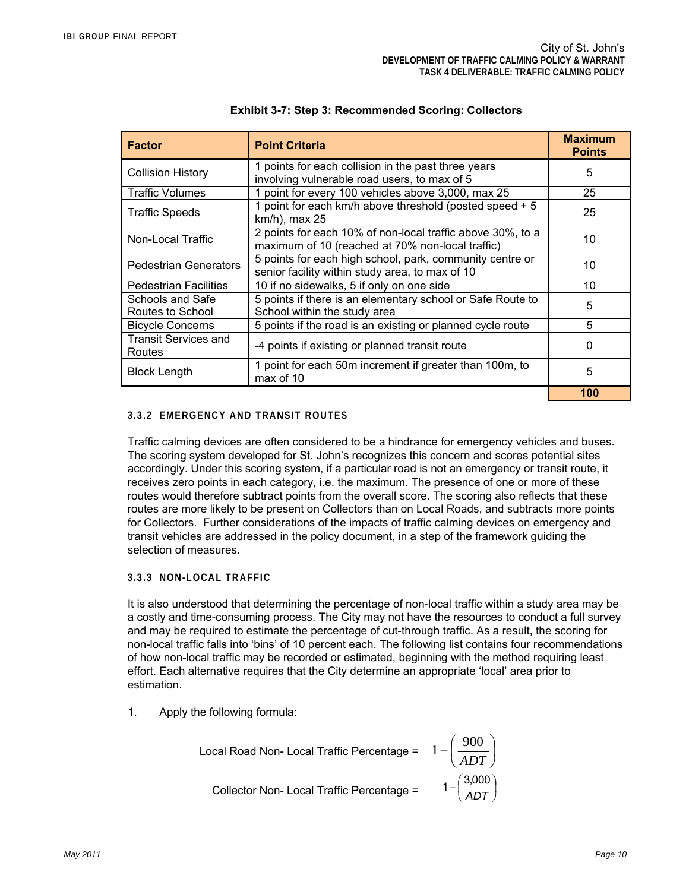**Exhibit 3-7: Step 3: Recommended Scoring: Collectors**

| Factor | Point Criteria | Maximum Points |
|---|---|---|
| Collision History | 1 points for each collision in the past three years involving vulnerable road users, to max of 5 | 5 |
| Traffic Volumes | 1 point for every 100 vehicles above 3,000, max 25 | 25 |
| Traffic Speeds | 1 point for each km/h above threshold (posted speed + 5 km/h), max 25 | 25 |
| Non-Local Traffic | 2 points for each 10% of non-local traffic above 30%, to a maximum of 10 (reached at 70% non-local traffic) | 10 |
| Pedestrian Generators | 5 points for each high school, park, community centre or senior facility within study area, to max of 10 | 10 |
| Pedestrian Facilities | 10 if no sidewalks, 5 if only on one side | 10 |
| Schools and Safe Routes to School | 5 points if there is an elementary school or Safe Route to School within the study area | 5 |
| Bicycle Concerns | 5 points if the road is an existing or planned cycle route | 5 |
| Transit Services and Routes | -4 points if existing or planned transit route | 0 |
| Block Length | 1 point for each 50m increment if greater than 100m, to max of 10 | 5 |
| | | **100** |

#### 3.3.2 EMERGENCY AND TRANSIT ROUTES

Traffic calming devices are often considered to be a hindrance for emergency vehicles and buses. The scoring system developed for St. John's recognizes this concern and scores potential sites accordingly. Under this scoring system, if a particular road is not an emergency or transit route, it receives zero points in each category, i.e. the maximum. The presence of one or more of these routes would therefore subtract points from the overall score. The scoring also reflects that these routes are more likely to be present on Collectors than on Local Roads, and subtracts more points for Collectors. Further considerations of the impacts of traffic calming devices on emergency and transit vehicles are addressed in the policy document, in a step of the framework guiding the selection of measures.

#### 3.3.3 NON-LOCAL TRAFFIC

It is also understood that determining the percentage of non-local traffic within a study area may be a costly and time-consuming process. The City may not have the resources to conduct a full survey and may be required to estimate the percentage of cut-through traffic. As a result, the scoring for non-local traffic falls into 'bins' of 10 percent each. The following list contains four recommendations of how non-local traffic may be recorded or estimated, beginning with the method requiring least effort. Each alternative requires that the City determine an appropriate 'local' area prior to estimation.

1. Apply the following formula:

$$\text{Local Road Non- Local Traffic Percentage} = 1 - \left(\frac{900}{ADT}\right)$$

$$\text{Collector Non- Local Traffic Percentage} = 1 - \left(\frac{3{,}000}{ADT}\right)$$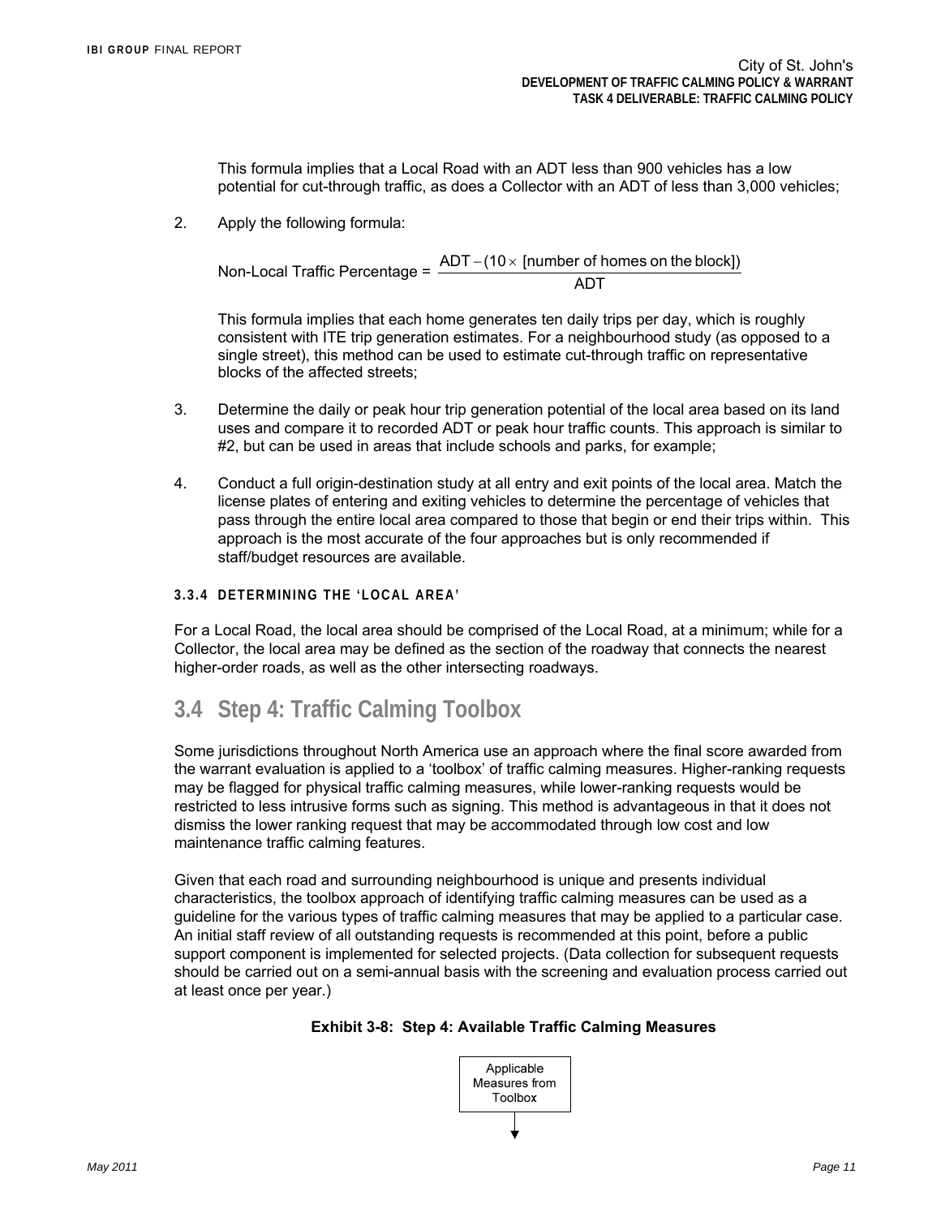This formula implies that a Local Road with an ADT less than 900 vehicles has a low potential for cut-through traffic, as does a Collector with an ADT of less than 3,000 vehicles;

2. Apply the following formula:

$$\text{Non-Local Traffic Percentage} = \frac{\text{ADT} - (10 \times \text{[number of homes on the block]})}{\text{ADT}}$$

This formula implies that each home generates ten daily trips per day, which is roughly consistent with ITE trip generation estimates. For a neighbourhood study (as opposed to a single street), this method can be used to estimate cut-through traffic on representative blocks of the affected streets;

3. Determine the daily or peak hour trip generation potential of the local area based on its land uses and compare it to recorded ADT or peak hour traffic counts. This approach is similar to #2, but can be used in areas that include schools and parks, for example;

4. Conduct a full origin-destination study at all entry and exit points of the local area. Match the license plates of entering and exiting vehicles to determine the percentage of vehicles that pass through the entire local area compared to those that begin or end their trips within. This approach is the most accurate of the four approaches but is only recommended if staff/budget resources are available.

#### 3.3.4 DETERMINING THE 'LOCAL AREA'

For a Local Road, the local area should be comprised of the Local Road, at a minimum; while for a Collector, the local area may be defined as the section of the roadway that connects the nearest higher-order roads, as well as the other intersecting roadways.

## 3.4 Step 4: Traffic Calming Toolbox

Some jurisdictions throughout North America use an approach where the final score awarded from the warrant evaluation is applied to a 'toolbox' of traffic calming measures. Higher-ranking requests may be flagged for physical traffic calming measures, while lower-ranking requests would be restricted to less intrusive forms such as signing. This method is advantageous in that it does not dismiss the lower ranking request that may be accommodated through low cost and low maintenance traffic calming features.

Given that each road and surrounding neighbourhood is unique and presents individual characteristics, the toolbox approach of identifying traffic calming measures can be used as a guideline for the various types of traffic calming measures that may be applied to a particular case. An initial staff review of all outstanding requests is recommended at this point, before a public support component is implemented for selected projects. (Data collection for subsequent requests should be carried out on a semi-annual basis with the screening and evaluation process carried out at least once per year.)

**Exhibit 3-8: Step 4: Available Traffic Calming Measures**

Applicable Measures from Toolbox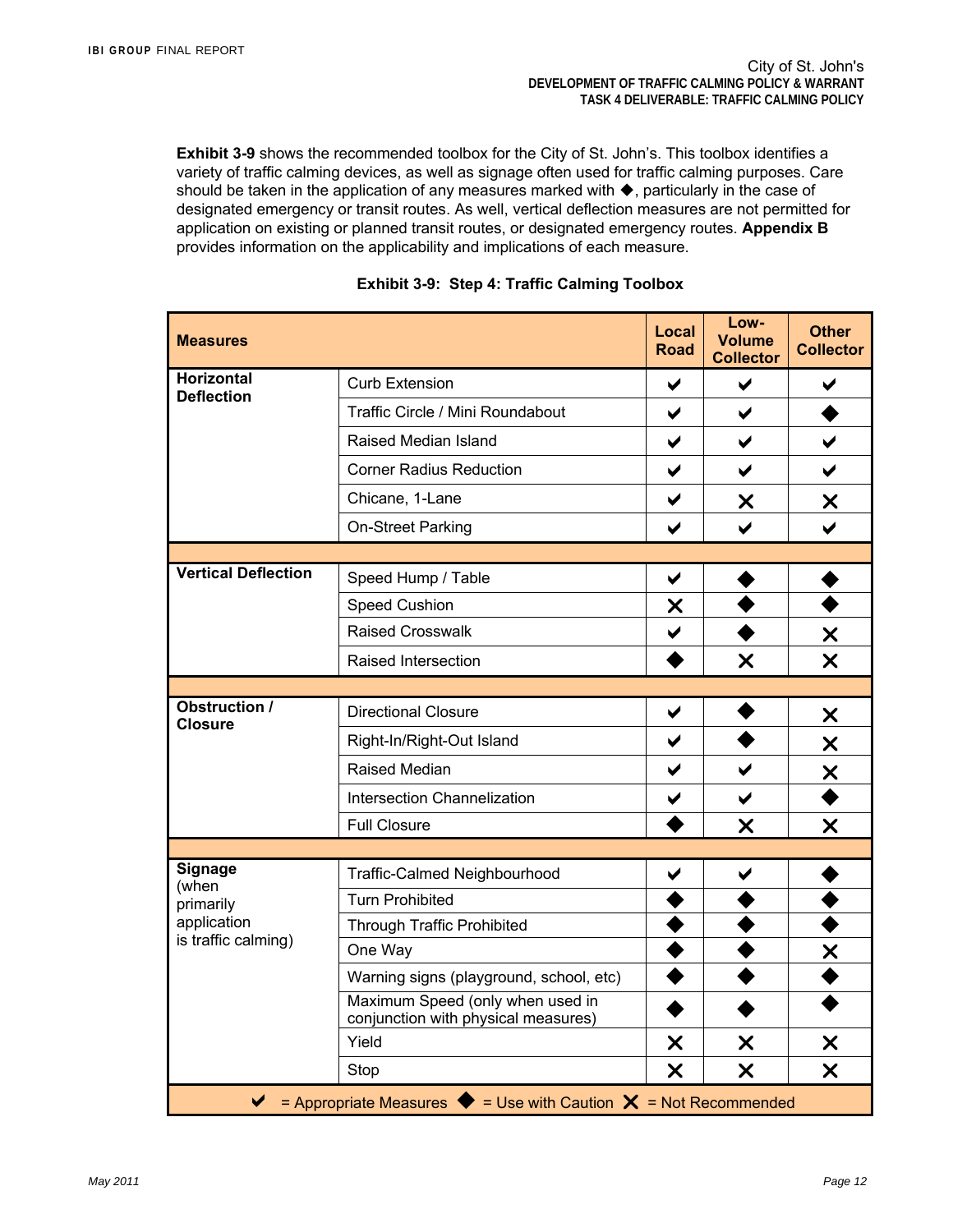**Exhibit 3-9** shows the recommended toolbox for the City of St. John's. This toolbox identifies a variety of traffic calming devices, as well as signage often used for traffic calming purposes. Care should be taken in the application of any measures marked with ◆, particularly in the case of designated emergency or transit routes. As well, vertical deflection measures are not permitted for application on existing or planned transit routes, or designated emergency routes. **Appendix B** provides information on the applicability and implications of each measure.

**Exhibit 3-9: Step 4: Traffic Calming Toolbox**

| Measures | | Local Road | Low-Volume Collector | Other Collector |
|---|---|---|---|---|
| **Horizontal Deflection** | Curb Extension | ✔ | ✔ | ✔ |
| | Traffic Circle / Mini Roundabout | ✔ | ✔ | ◆ |
| | Raised Median Island | ✔ | ✔ | ✔ |
| | Corner Radius Reduction | ✔ | ✔ | ✔ |
| | Chicane, 1-Lane | ✔ | ✕ | ✕ |
| | On-Street Parking | ✔ | ✔ | ✔ |
| **Vertical Deflection** | Speed Hump / Table | ✔ | ◆ | ◆ |
| | Speed Cushion | ✕ | ◆ | ◆ |
| | Raised Crosswalk | ✔ | ◆ | ✕ |
| | Raised Intersection | ◆ | ✕ | ✕ |
| **Obstruction / Closure** | Directional Closure | ✔ | ◆ | ✕ |
| | Right-In/Right-Out Island | ✔ | ◆ | ✕ |
| | Raised Median | ✔ | ✔ | ✕ |
| | Intersection Channelization | ✔ | ✔ | ◆ |
| | Full Closure | ◆ | ✕ | ✕ |
| **Signage** (when primarily application is traffic calming) | Traffic-Calmed Neighbourhood | ✔ | ✔ | ◆ |
| | Turn Prohibited | ◆ | ◆ | ◆ |
| | Through Traffic Prohibited | ◆ | ◆ | ◆ |
| | One Way | ◆ | ◆ | ✕ |
| | Warning signs (playground, school, etc) | ◆ | ◆ | ◆ |
| | Maximum Speed (only when used in conjunction with physical measures) | ◆ | ◆ | ◆ |
| | Yield | ✕ | ✕ | ✕ |
| | Stop | ✕ | ✕ | ✕ |

✔ = Appropriate Measures ◆ = Use with Caution ✕ = Not Recommended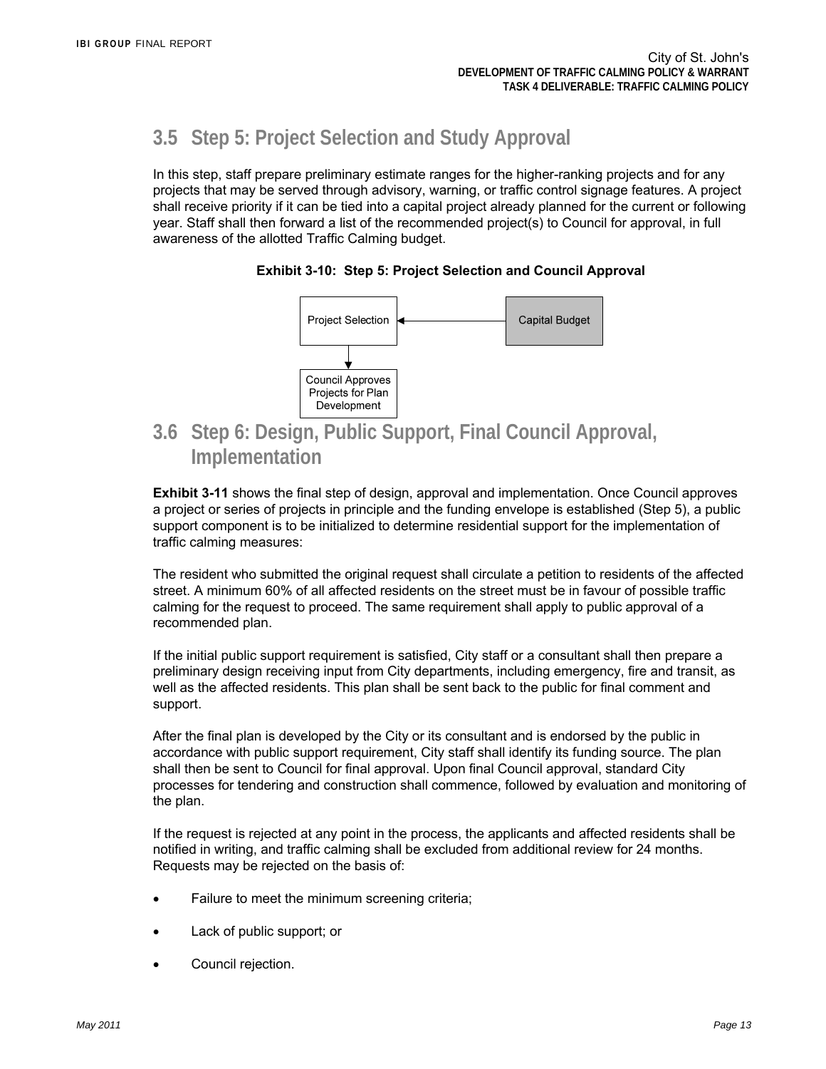## 3.5 Step 5: Project Selection and Study Approval

In this step, staff prepare preliminary estimate ranges for the higher-ranking projects and for any projects that may be served through advisory, warning, or traffic control signage features. A project shall receive priority if it can be tied into a capital project already planned for the current or following year. Staff shall then forward a list of the recommended project(s) to Council for approval, in full awareness of the allotted Traffic Calming budget.

**Exhibit 3-10: Step 5: Project Selection and Council Approval**

Project Selection ← Capital Budget

Project Selection → Council Approves Projects for Plan Development

## 3.6 Step 6: Design, Public Support, Final Council Approval, Implementation

**Exhibit 3-11** shows the final step of design, approval and implementation. Once Council approves a project or series of projects in principle and the funding envelope is established (Step 5), a public support component is to be initialized to determine residential support for the implementation of traffic calming measures:

The resident who submitted the original request shall circulate a petition to residents of the affected street. A minimum 60% of all affected residents on the street must be in favour of possible traffic calming for the request to proceed. The same requirement shall apply to public approval of a recommended plan.

If the initial public support requirement is satisfied, City staff or a consultant shall then prepare a preliminary design receiving input from City departments, including emergency, fire and transit, as well as the affected residents. This plan shall be sent back to the public for final comment and support.

After the final plan is developed by the City or its consultant and is endorsed by the public in accordance with public support requirement, City staff shall identify its funding source. The plan shall then be sent to Council for final approval. Upon final Council approval, standard City processes for tendering and construction shall commence, followed by evaluation and monitoring of the plan.

If the request is rejected at any point in the process, the applicants and affected residents shall be notified in writing, and traffic calming shall be excluded from additional review for 24 months. Requests may be rejected on the basis of:

- Failure to meet the minimum screening criteria;
- Lack of public support; or
- Council rejection.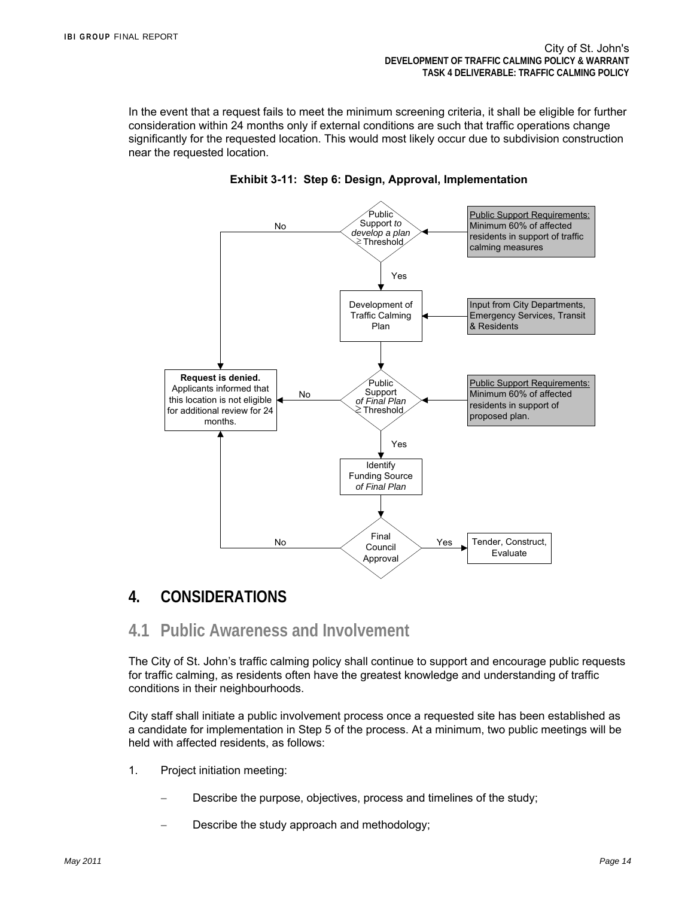In the event that a request fails to meet the minimum screening criteria, it shall be eligible for further consideration within 24 months only if external conditions are such that traffic operations change significantly for the requested location. This would most likely occur due to subdivision construction near the requested location.

**Exhibit 3-11: Step 6: Design, Approval, Implementation**

Public Support *to develop a plan* ≥ Threshold

Public Support Requirements: Minimum 60% of affected residents in support of traffic calming measures

No

Yes

Development of Traffic Calming Plan

Input from City Departments, Emergency Services, Transit & Residents

**Request is denied.** Applicants informed that this location is not eligible for additional review for 24 months.

No

Public Support *of Final Plan* ≥ Threshold

Public Support Requirements: Minimum 60% of affected residents in support of proposed plan.

Yes

Identify Funding Source *of Final Plan*

No

Final Council Approval

Yes

Tender, Construct, Evaluate

# 4. CONSIDERATIONS

## 4.1 Public Awareness and Involvement

The City of St. John's traffic calming policy shall continue to support and encourage public requests for traffic calming, as residents often have the greatest knowledge and understanding of traffic conditions in their neighbourhoods.

City staff shall initiate a public involvement process once a requested site has been established as a candidate for implementation in Step 5 of the process. At a minimum, two public meetings will be held with affected residents, as follows:

1. Project initiation meeting:
   - Describe the purpose, objectives, process and timelines of the study;
   - Describe the study approach and methodology;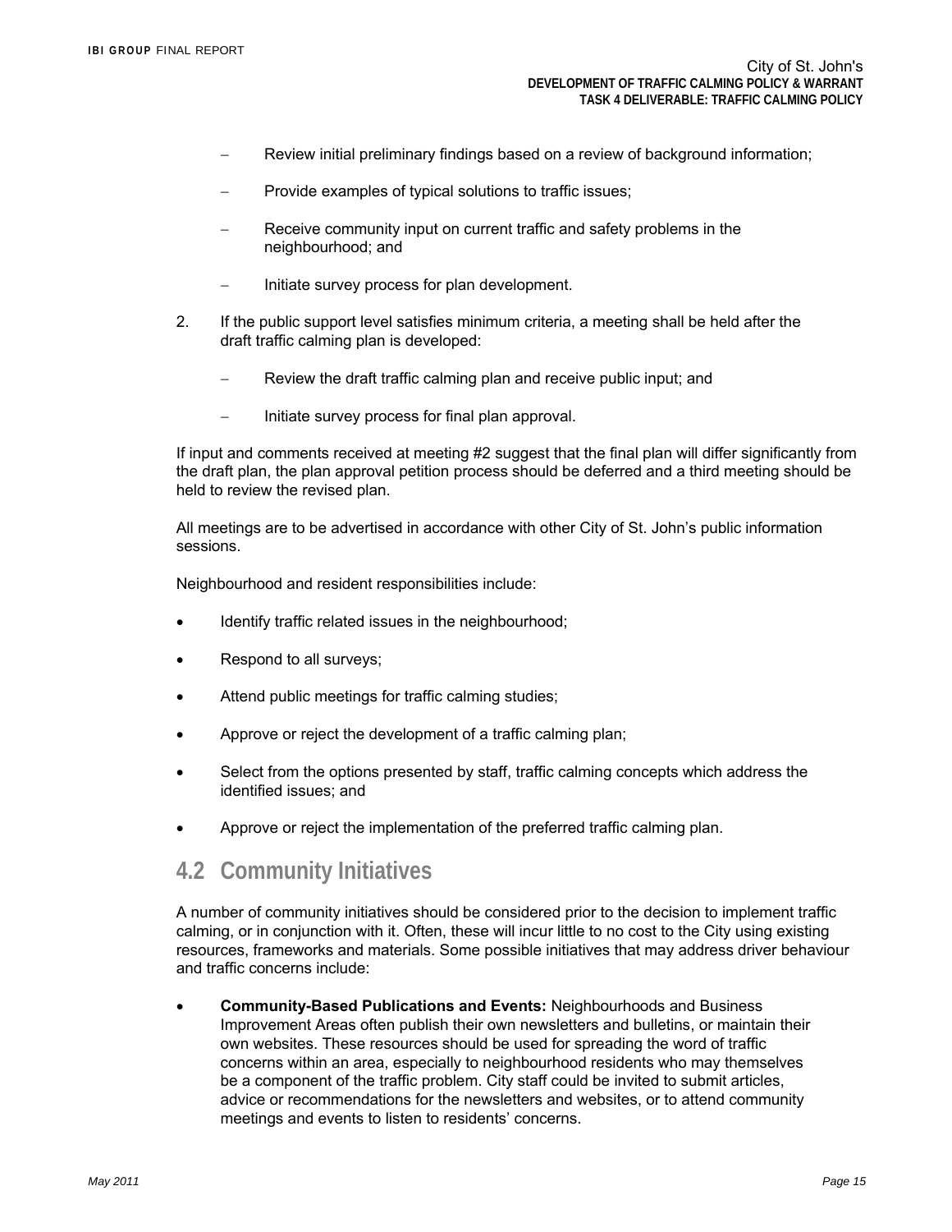- Review initial preliminary findings based on a review of background information;
- Provide examples of typical solutions to traffic issues;
- Receive community input on current traffic and safety problems in the neighbourhood; and
- Initiate survey process for plan development.

2. If the public support level satisfies minimum criteria, a meeting shall be held after the draft traffic calming plan is developed:
   - Review the draft traffic calming plan and receive public input; and
   - Initiate survey process for final plan approval.

If input and comments received at meeting #2 suggest that the final plan will differ significantly from the draft plan, the plan approval petition process should be deferred and a third meeting should be held to review the revised plan.

All meetings are to be advertised in accordance with other City of St. John's public information sessions.

Neighbourhood and resident responsibilities include:

- Identify traffic related issues in the neighbourhood;
- Respond to all surveys;
- Attend public meetings for traffic calming studies;
- Approve or reject the development of a traffic calming plan;
- Select from the options presented by staff, traffic calming concepts which address the identified issues; and
- Approve or reject the implementation of the preferred traffic calming plan.

## 4.2 Community Initiatives

A number of community initiatives should be considered prior to the decision to implement traffic calming, or in conjunction with it. Often, these will incur little to no cost to the City using existing resources, frameworks and materials. Some possible initiatives that may address driver behaviour and traffic concerns include:

- **Community-Based Publications and Events:** Neighbourhoods and Business Improvement Areas often publish their own newsletters and bulletins, or maintain their own websites. These resources should be used for spreading the word of traffic concerns within an area, especially to neighbourhood residents who may themselves be a component of the traffic problem. City staff could be invited to submit articles, advice or recommendations for the newsletters and websites, or to attend community meetings and events to listen to residents' concerns.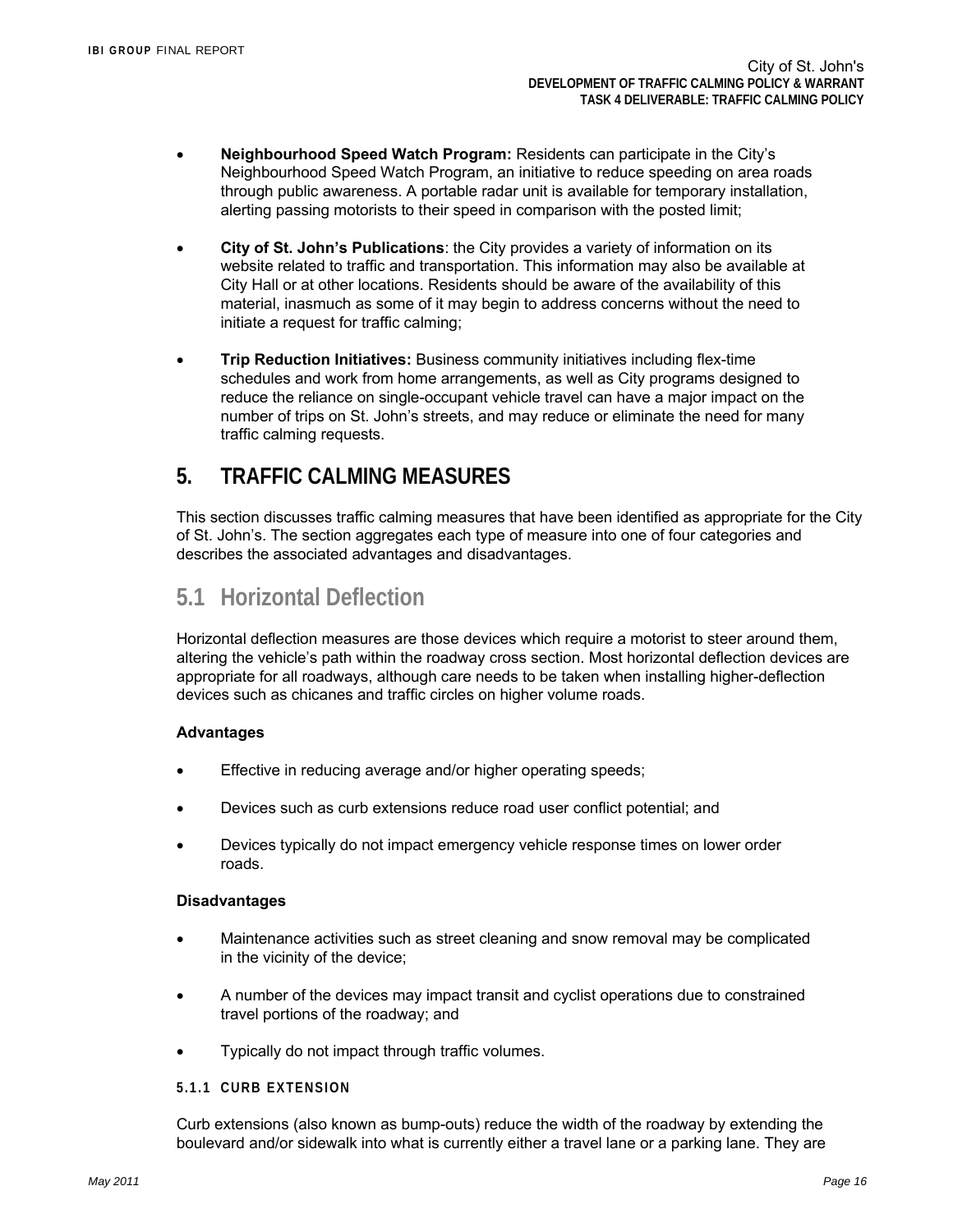- **Neighbourhood Speed Watch Program:** Residents can participate in the City's Neighbourhood Speed Watch Program, an initiative to reduce speeding on area roads through public awareness. A portable radar unit is available for temporary installation, alerting passing motorists to their speed in comparison with the posted limit;

- **City of St. John's Publications**: the City provides a variety of information on its website related to traffic and transportation. This information may also be available at City Hall or at other locations. Residents should be aware of the availability of this material, inasmuch as some of it may begin to address concerns without the need to initiate a request for traffic calming;

- **Trip Reduction Initiatives:** Business community initiatives including flex-time schedules and work from home arrangements, as well as City programs designed to reduce the reliance on single-occupant vehicle travel can have a major impact on the number of trips on St. John's streets, and may reduce or eliminate the need for many traffic calming requests.

# 5. TRAFFIC CALMING MEASURES

This section discusses traffic calming measures that have been identified as appropriate for the City of St. John's. The section aggregates each type of measure into one of four categories and describes the associated advantages and disadvantages.

## 5.1 Horizontal Deflection

Horizontal deflection measures are those devices which require a motorist to steer around them, altering the vehicle's path within the roadway cross section. Most horizontal deflection devices are appropriate for all roadways, although care needs to be taken when installing higher-deflection devices such as chicanes and traffic circles on higher volume roads.

**Advantages**

- Effective in reducing average and/or higher operating speeds;
- Devices such as curb extensions reduce road user conflict potential; and
- Devices typically do not impact emergency vehicle response times on lower order roads.

**Disadvantages**

- Maintenance activities such as street cleaning and snow removal may be complicated in the vicinity of the device;
- A number of the devices may impact transit and cyclist operations due to constrained travel portions of the roadway; and
- Typically do not impact through traffic volumes.

### 5.1.1 CURB EXTENSION

Curb extensions (also known as bump-outs) reduce the width of the roadway by extending the boulevard and/or sidewalk into what is currently either a travel lane or a parking lane. They are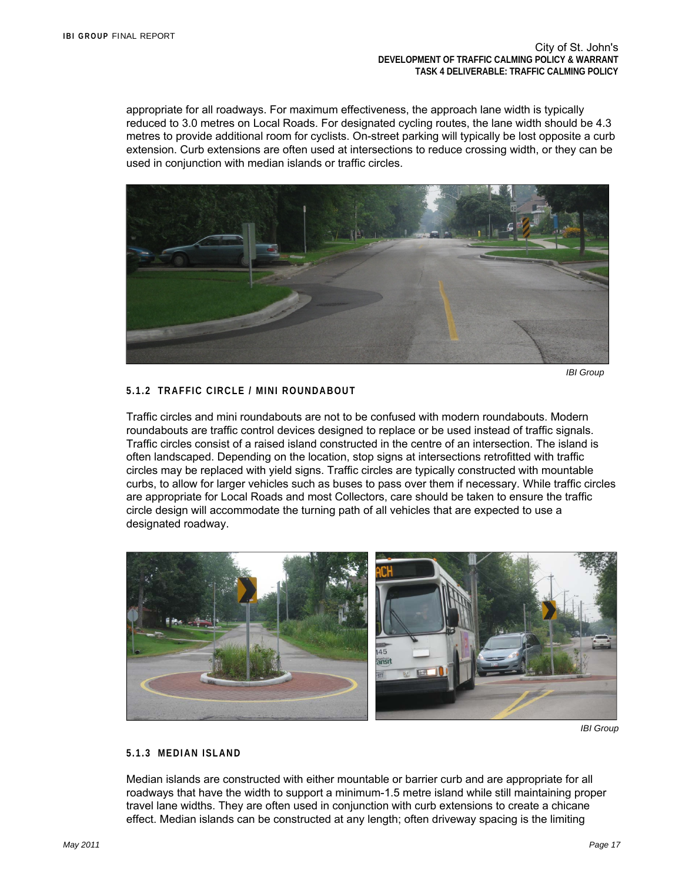appropriate for all roadways. For maximum effectiveness, the approach lane width is typically reduced to 3.0 metres on Local Roads. For designated cycling routes, the lane width should be 4.3 metres to provide additional room for cyclists. On-street parking will typically be lost opposite a curb extension. Curb extensions are often used at intersections to reduce crossing width, or they can be used in conjunction with median islands or traffic circles.

*IBI Group*

#### 5.1.2 TRAFFIC CIRCLE / MINI ROUNDABOUT

Traffic circles and mini roundabouts are not to be confused with modern roundabouts. Modern roundabouts are traffic control devices designed to replace or be used instead of traffic signals. Traffic circles consist of a raised island constructed in the centre of an intersection. The island is often landscaped. Depending on the location, stop signs at intersections retrofitted with traffic circles may be replaced with yield signs. Traffic circles are typically constructed with mountable curbs, to allow for larger vehicles such as buses to pass over them if necessary. While traffic circles are appropriate for Local Roads and most Collectors, care should be taken to ensure the traffic circle design will accommodate the turning path of all vehicles that are expected to use a designated roadway.

*IBI Group*

#### 5.1.3 MEDIAN ISLAND

Median islands are constructed with either mountable or barrier curb and are appropriate for all roadways that have the width to support a minimum-1.5 metre island while still maintaining proper travel lane widths. They are often used in conjunction with curb extensions to create a chicane effect. Median islands can be constructed at any length; often driveway spacing is the limiting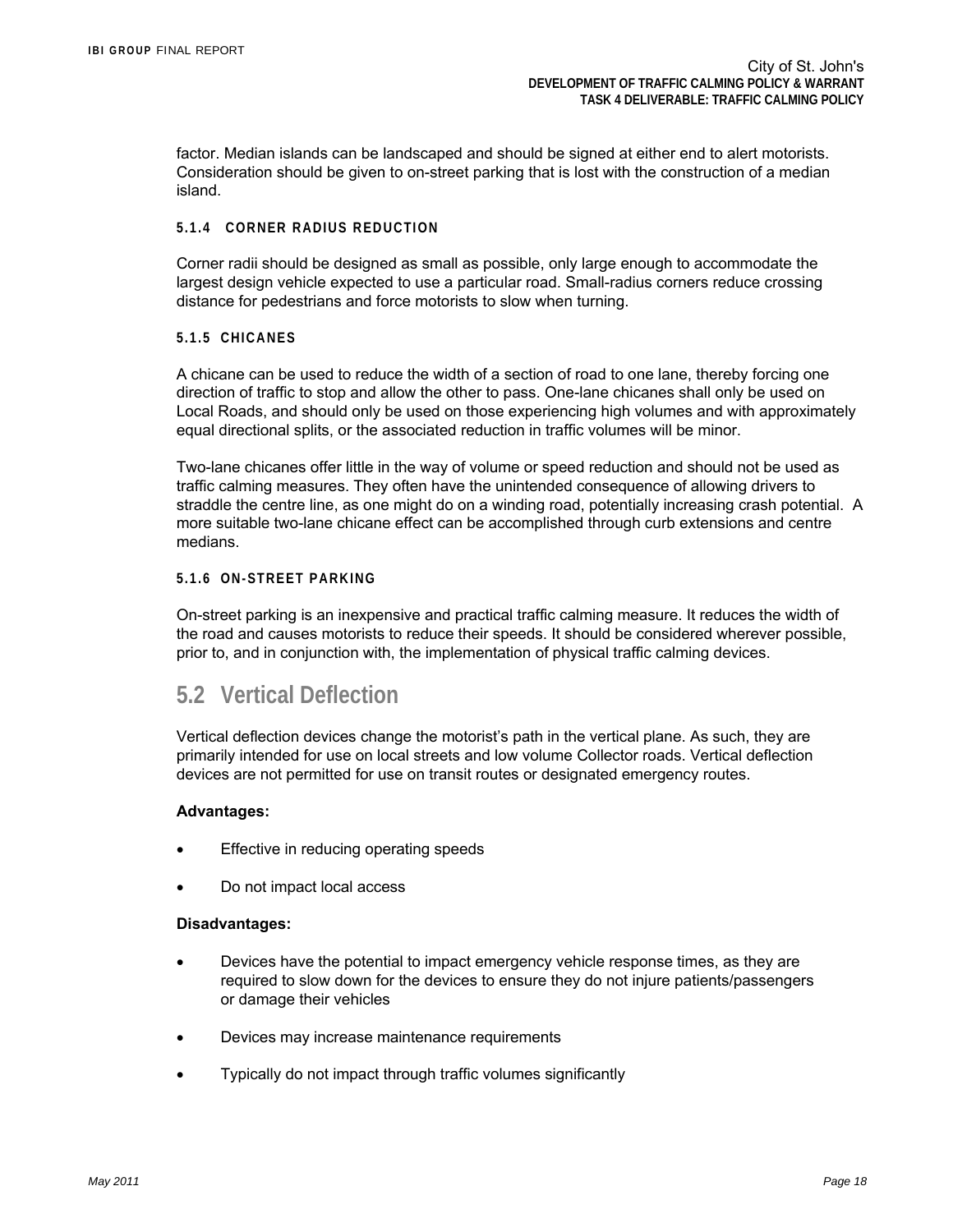factor. Median islands can be landscaped and should be signed at either end to alert motorists. Consideration should be given to on-street parking that is lost with the construction of a median island.

#### 5.1.4 CORNER RADIUS REDUCTION

Corner radii should be designed as small as possible, only large enough to accommodate the largest design vehicle expected to use a particular road. Small-radius corners reduce crossing distance for pedestrians and force motorists to slow when turning.

#### 5.1.5 CHICANES

A chicane can be used to reduce the width of a section of road to one lane, thereby forcing one direction of traffic to stop and allow the other to pass. One-lane chicanes shall only be used on Local Roads, and should only be used on those experiencing high volumes and with approximately equal directional splits, or the associated reduction in traffic volumes will be minor.

Two-lane chicanes offer little in the way of volume or speed reduction and should not be used as traffic calming measures. They often have the unintended consequence of allowing drivers to straddle the centre line, as one might do on a winding road, potentially increasing crash potential. A more suitable two-lane chicane effect can be accomplished through curb extensions and centre medians.

#### 5.1.6 ON-STREET PARKING

On-street parking is an inexpensive and practical traffic calming measure. It reduces the width of the road and causes motorists to reduce their speeds. It should be considered wherever possible, prior to, and in conjunction with, the implementation of physical traffic calming devices.

## 5.2 Vertical Deflection

Vertical deflection devices change the motorist's path in the vertical plane. As such, they are primarily intended for use on local streets and low volume Collector roads. Vertical deflection devices are not permitted for use on transit routes or designated emergency routes.

**Advantages:**

- Effective in reducing operating speeds
- Do not impact local access

**Disadvantages:**

- Devices have the potential to impact emergency vehicle response times, as they are required to slow down for the devices to ensure they do not injure patients/passengers or damage their vehicles
- Devices may increase maintenance requirements
- Typically do not impact through traffic volumes significantly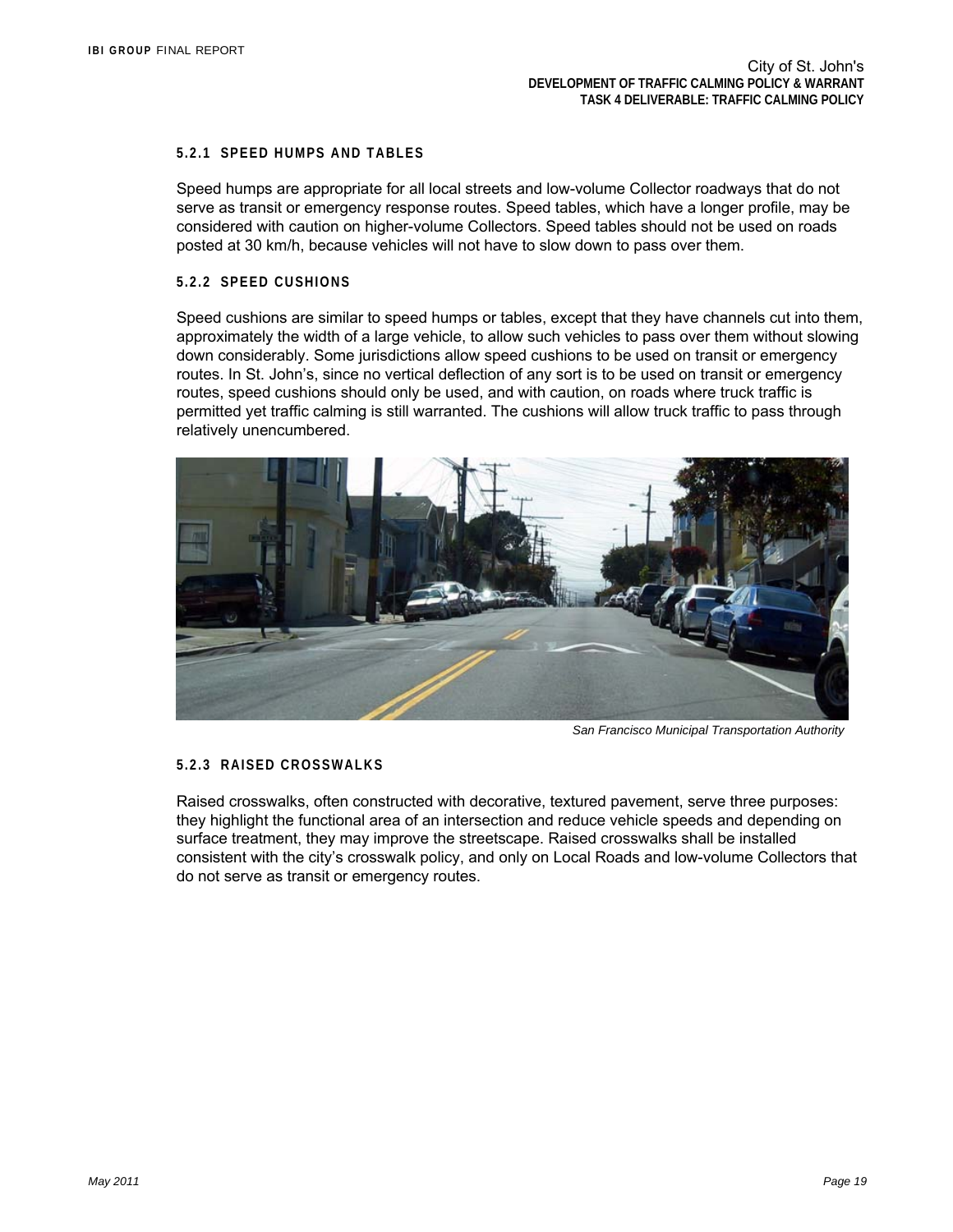#### 5.2.1 SPEED HUMPS AND TABLES

Speed humps are appropriate for all local streets and low-volume Collector roadways that do not serve as transit or emergency response routes. Speed tables, which have a longer profile, may be considered with caution on higher-volume Collectors. Speed tables should not be used on roads posted at 30 km/h, because vehicles will not have to slow down to pass over them.

#### 5.2.2 SPEED CUSHIONS

Speed cushions are similar to speed humps or tables, except that they have channels cut into them, approximately the width of a large vehicle, to allow such vehicles to pass over them without slowing down considerably. Some jurisdictions allow speed cushions to be used on transit or emergency routes. In St. John's, since no vertical deflection of any sort is to be used on transit or emergency routes, speed cushions should only be used, and with caution, on roads where truck traffic is permitted yet traffic calming is still warranted. The cushions will allow truck traffic to pass through relatively unencumbered.

*San Francisco Municipal Transportation Authority*

#### 5.2.3 RAISED CROSSWALKS

Raised crosswalks, often constructed with decorative, textured pavement, serve three purposes: they highlight the functional area of an intersection and reduce vehicle speeds and depending on surface treatment, they may improve the streetscape. Raised crosswalks shall be installed consistent with the city's crosswalk policy, and only on Local Roads and low-volume Collectors that do not serve as transit or emergency routes.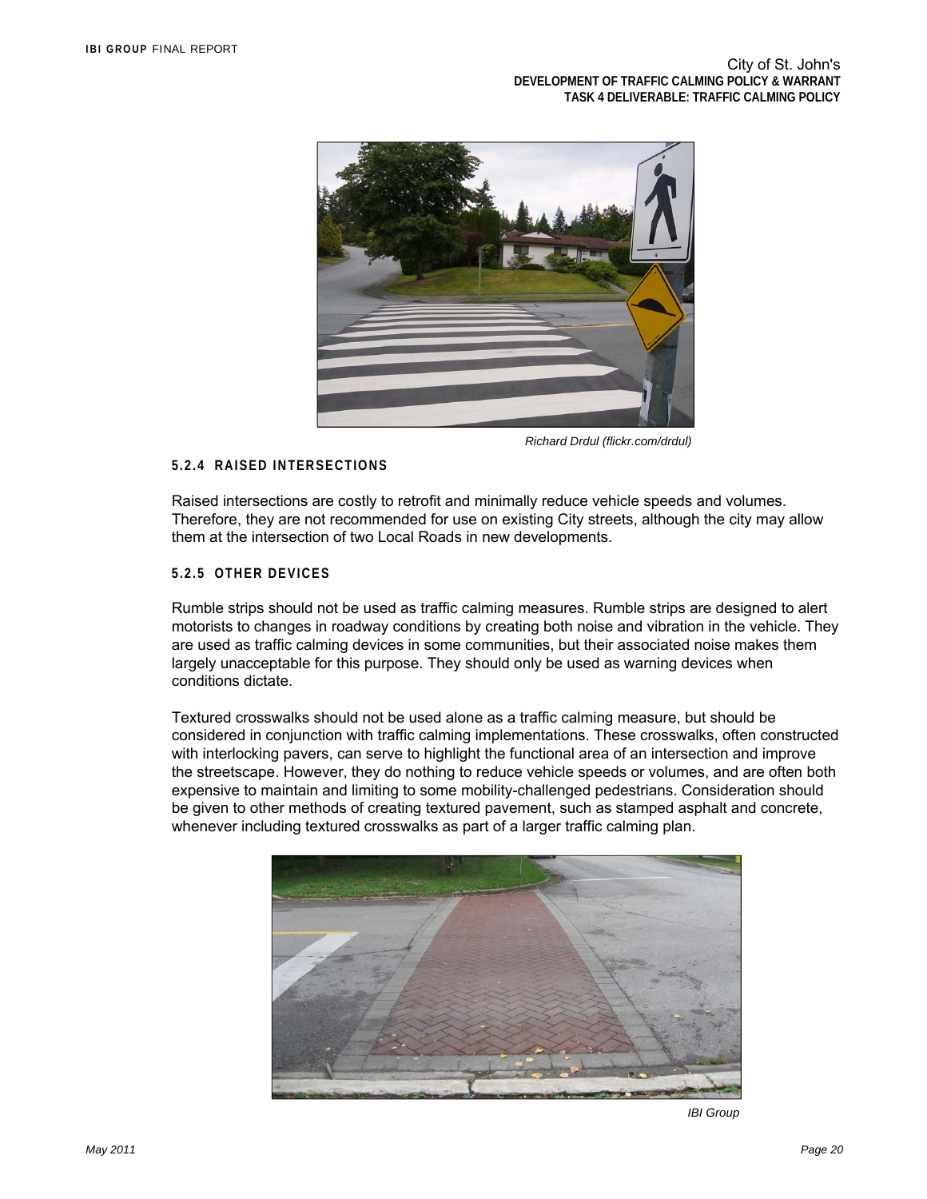Richard Drdul (flickr.com/drdul)

#### 5.2.4 RAISED INTERSECTIONS

Raised intersections are costly to retrofit and minimally reduce vehicle speeds and volumes. Therefore, they are not recommended for use on existing City streets, although the city may allow them at the intersection of two Local Roads in new developments.

#### 5.2.5 OTHER DEVICES

Rumble strips should not be used as traffic calming measures. Rumble strips are designed to alert motorists to changes in roadway conditions by creating both noise and vibration in the vehicle. They are used as traffic calming devices in some communities, but their associated noise makes them largely unacceptable for this purpose. They should only be used as warning devices when conditions dictate.

Textured crosswalks should not be used alone as a traffic calming measure, but should be considered in conjunction with traffic calming implementations. These crosswalks, often constructed with interlocking pavers, can serve to highlight the functional area of an intersection and improve the streetscape. However, they do nothing to reduce vehicle speeds or volumes, and are often both expensive to maintain and limiting to some mobility-challenged pedestrians. Consideration should be given to other methods of creating textured pavement, such as stamped asphalt and concrete, whenever including textured crosswalks as part of a larger traffic calming plan.

IBI Group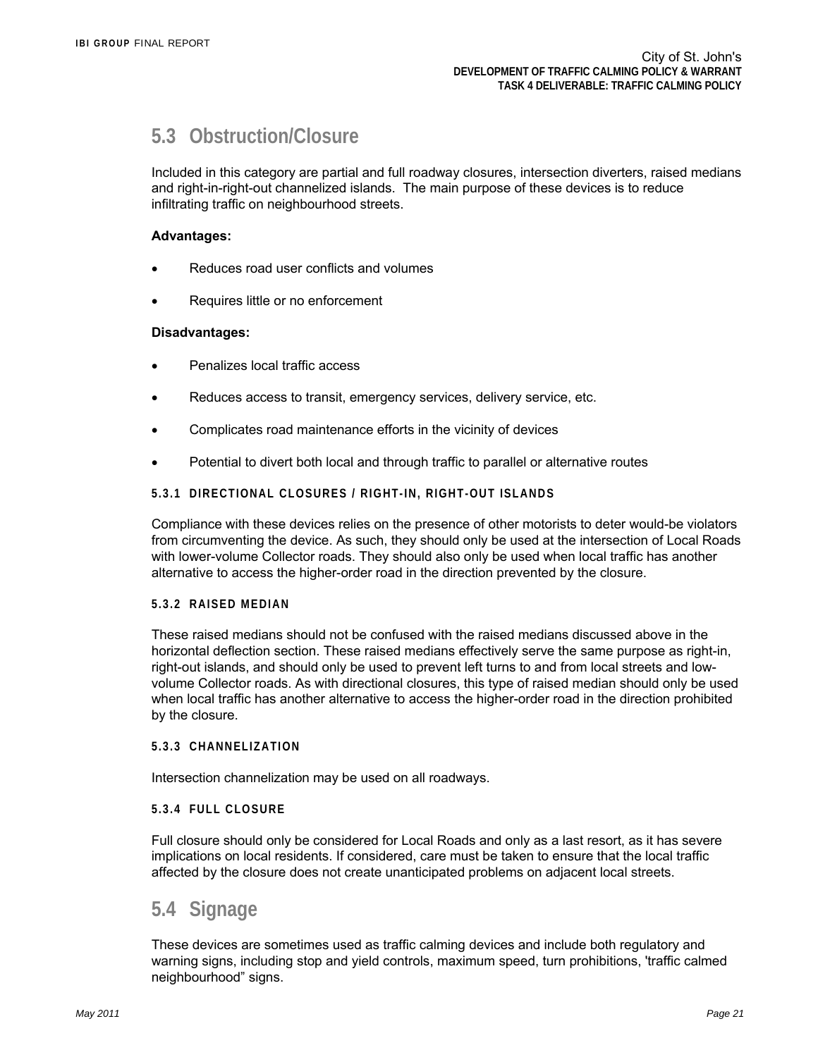## 5.3 Obstruction/Closure

Included in this category are partial and full roadway closures, intersection diverters, raised medians and right-in-right-out channelized islands. The main purpose of these devices is to reduce infiltrating traffic on neighbourhood streets.

**Advantages:**

- Reduces road user conflicts and volumes
- Requires little or no enforcement

**Disadvantages:**

- Penalizes local traffic access
- Reduces access to transit, emergency services, delivery service, etc.
- Complicates road maintenance efforts in the vicinity of devices
- Potential to divert both local and through traffic to parallel or alternative routes

### 5.3.1 DIRECTIONAL CLOSURES / RIGHT-IN, RIGHT-OUT ISLANDS

Compliance with these devices relies on the presence of other motorists to deter would-be violators from circumventing the device. As such, they should only be used at the intersection of Local Roads with lower-volume Collector roads. They should also only be used when local traffic has another alternative to access the higher-order road in the direction prevented by the closure.

### 5.3.2 RAISED MEDIAN

These raised medians should not be confused with the raised medians discussed above in the horizontal deflection section. These raised medians effectively serve the same purpose as right-in, right-out islands, and should only be used to prevent left turns to and from local streets and low-volume Collector roads. As with directional closures, this type of raised median should only be used when local traffic has another alternative to access the higher-order road in the direction prohibited by the closure.

### 5.3.3 CHANNELIZATION

Intersection channelization may be used on all roadways.

### 5.3.4 FULL CLOSURE

Full closure should only be considered for Local Roads and only as a last resort, as it has severe implications on local residents. If considered, care must be taken to ensure that the local traffic affected by the closure does not create unanticipated problems on adjacent local streets.

## 5.4 Signage

These devices are sometimes used as traffic calming devices and include both regulatory and warning signs, including stop and yield controls, maximum speed, turn prohibitions, 'traffic calmed neighbourhood" signs.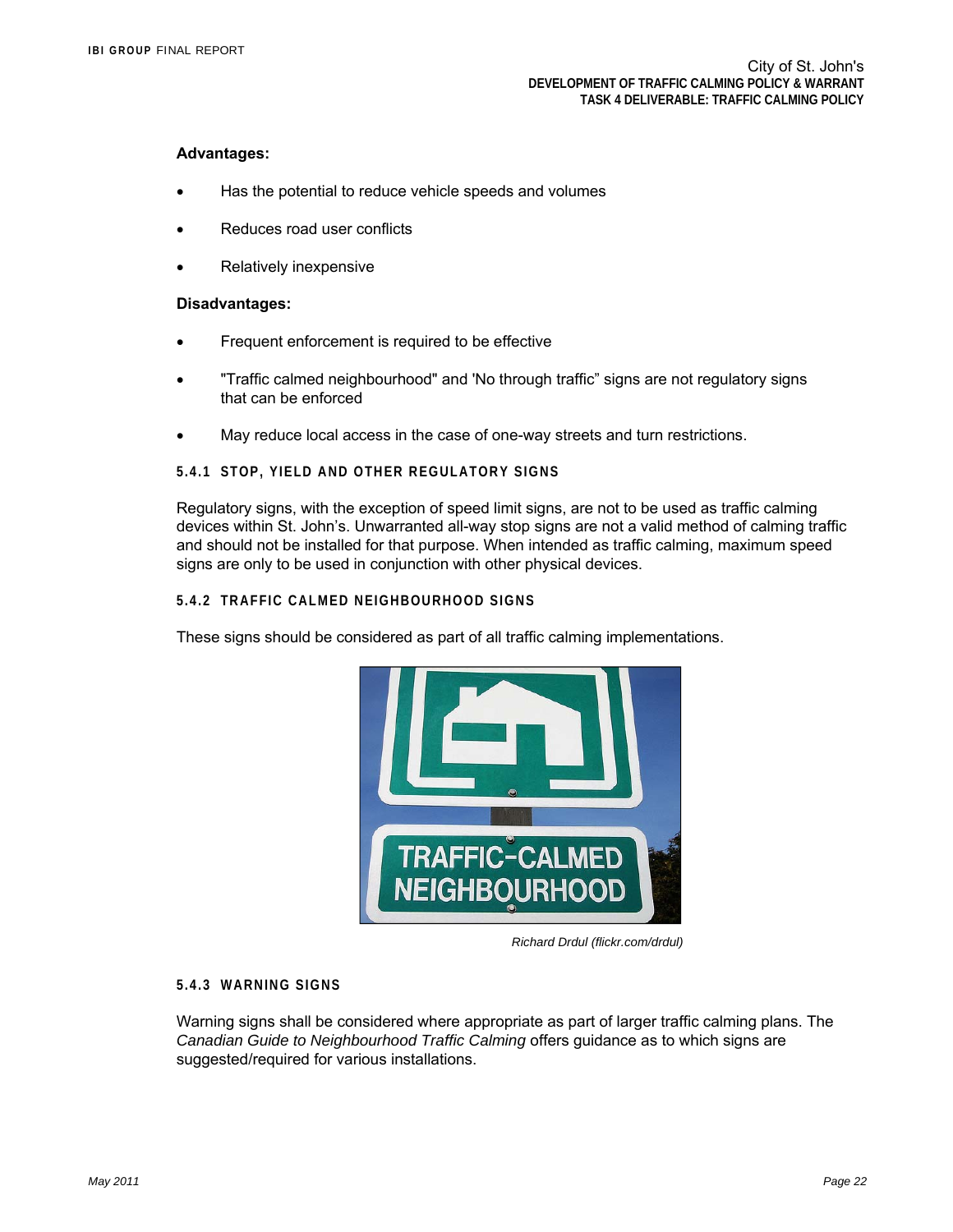**Advantages:**

- Has the potential to reduce vehicle speeds and volumes
- Reduces road user conflicts
- Relatively inexpensive

**Disadvantages:**

- Frequent enforcement is required to be effective
- "Traffic calmed neighbourhood" and 'No through traffic" signs are not regulatory signs that can be enforced
- May reduce local access in the case of one-way streets and turn restrictions.

#### 5.4.1 STOP, YIELD AND OTHER REGULATORY SIGNS

Regulatory signs, with the exception of speed limit signs, are not to be used as traffic calming devices within St. John's. Unwarranted all-way stop signs are not a valid method of calming traffic and should not be installed for that purpose. When intended as traffic calming, maximum speed signs are only to be used in conjunction with other physical devices.

#### 5.4.2 TRAFFIC CALMED NEIGHBOURHOOD SIGNS

These signs should be considered as part of all traffic calming implementations.

*Richard Drdul (flickr.com/drdul)*

#### 5.4.3 WARNING SIGNS

Warning signs shall be considered where appropriate as part of larger traffic calming plans. The *Canadian Guide to Neighbourhood Traffic Calming* offers guidance as to which signs are suggested/required for various installations.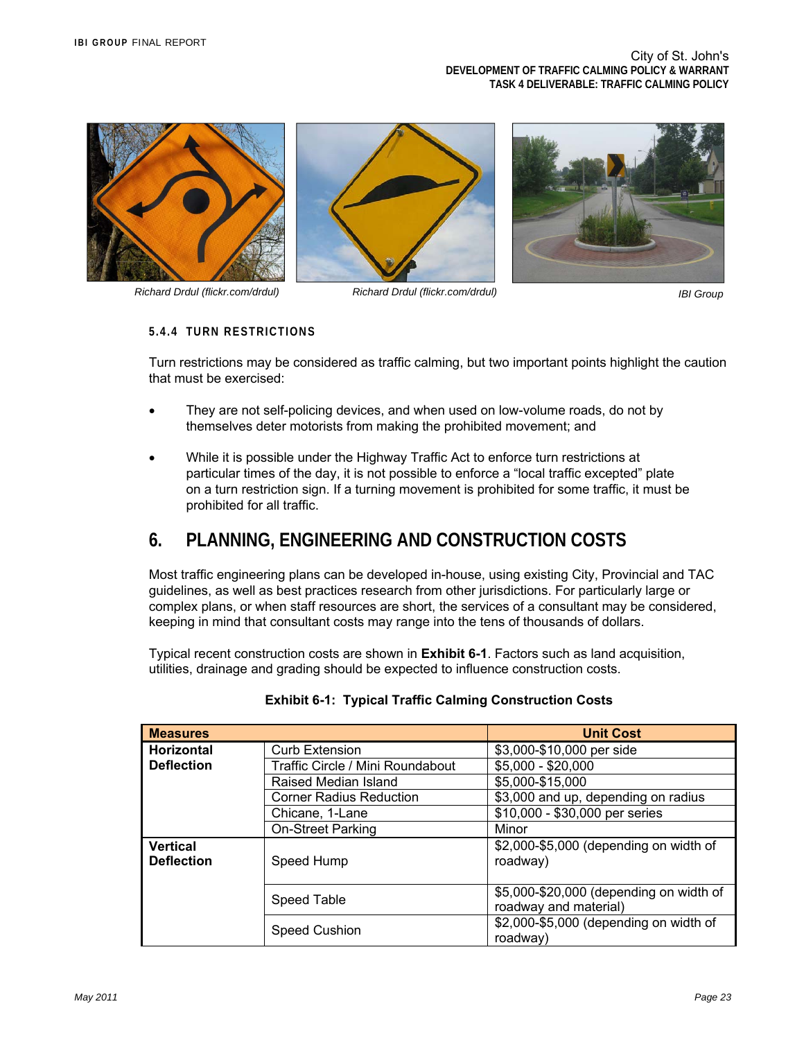Richard Drdul (flickr.com/drdul)

Richard Drdul (flickr.com/drdul)

IBI Group

#### 5.4.4 TURN RESTRICTIONS

Turn restrictions may be considered as traffic calming, but two important points highlight the caution that must be exercised:

- They are not self-policing devices, and when used on low-volume roads, do not by themselves deter motorists from making the prohibited movement; and
- While it is possible under the Highway Traffic Act to enforce turn restrictions at particular times of the day, it is not possible to enforce a "local traffic excepted" plate on a turn restriction sign. If a turning movement is prohibited for some traffic, it must be prohibited for all traffic.

# 6. PLANNING, ENGINEERING AND CONSTRUCTION COSTS

Most traffic engineering plans can be developed in-house, using existing City, Provincial and TAC guidelines, as well as best practices research from other jurisdictions. For particularly large or complex plans, or when staff resources are short, the services of a consultant may be considered, keeping in mind that consultant costs may range into the tens of thousands of dollars.

Typical recent construction costs are shown in **Exhibit 6-1**. Factors such as land acquisition, utilities, drainage and grading should be expected to influence construction costs.

**Exhibit 6-1: Typical Traffic Calming Construction Costs**

| Measures | | Unit Cost |
|---|---|---|
| **Horizontal Deflection** | Curb Extension | $3,000-$10,000 per side |
| | Traffic Circle / Mini Roundabout | $5,000 - $20,000 |
| | Raised Median Island | $5,000-$15,000 |
| | Corner Radius Reduction | $3,000 and up, depending on radius |
| | Chicane, 1-Lane | $10,000 - $30,000 per series |
| | On-Street Parking | Minor |
| **Vertical Deflection** | Speed Hump | $2,000-$5,000 (depending on width of roadway) |
| | Speed Table | $5,000-$20,000 (depending on width of roadway and material) |
| | Speed Cushion | $2,000-$5,000 (depending on width of roadway) |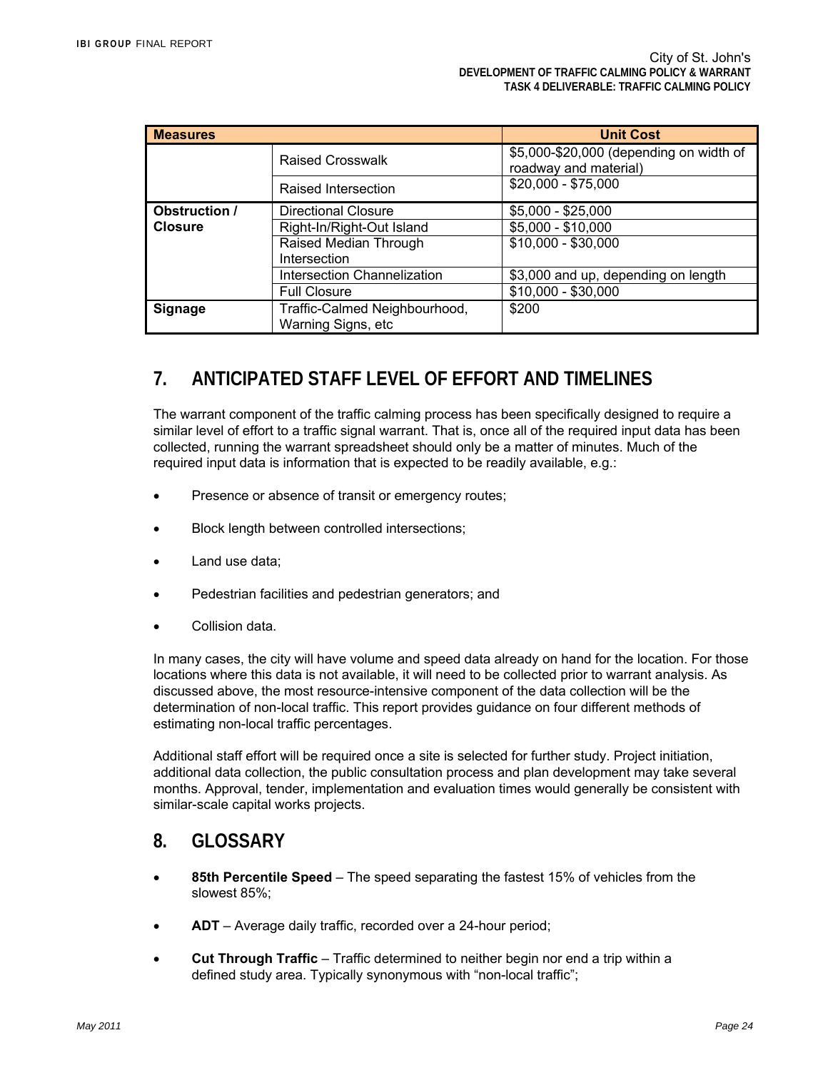| Measures | | Unit Cost |
|---|---|---|
| | Raised Crosswalk | $5,000-$20,000 (depending on width of roadway and material) |
| | Raised Intersection | $20,000 - $75,000 |
| **Obstruction / Closure** | Directional Closure | $5,000 - $25,000 |
| | Right-In/Right-Out Island | $5,000 - $10,000 |
| | Raised Median Through Intersection | $10,000 - $30,000 |
| | Intersection Channelization | $3,000 and up, depending on length |
| | Full Closure | $10,000 - $30,000 |
| **Signage** | Traffic-Calmed Neighbourhood, Warning Signs, etc | $200 |

## 7. ANTICIPATED STAFF LEVEL OF EFFORT AND TIMELINES

The warrant component of the traffic calming process has been specifically designed to require a similar level of effort to a traffic signal warrant. That is, once all of the required input data has been collected, running the warrant spreadsheet should only be a matter of minutes. Much of the required input data is information that is expected to be readily available, e.g.:

- Presence or absence of transit or emergency routes;
- Block length between controlled intersections;
- Land use data;
- Pedestrian facilities and pedestrian generators; and
- Collision data.

In many cases, the city will have volume and speed data already on hand for the location. For those locations where this data is not available, it will need to be collected prior to warrant analysis. As discussed above, the most resource-intensive component of the data collection will be the determination of non-local traffic. This report provides guidance on four different methods of estimating non-local traffic percentages.

Additional staff effort will be required once a site is selected for further study. Project initiation, additional data collection, the public consultation process and plan development may take several months. Approval, tender, implementation and evaluation times would generally be consistent with similar-scale capital works projects.

## 8. GLOSSARY

- **85th Percentile Speed** – The speed separating the fastest 15% of vehicles from the slowest 85%;
- **ADT** – Average daily traffic, recorded over a 24-hour period;
- **Cut Through Traffic** – Traffic determined to neither begin nor end a trip within a defined study area. Typically synonymous with "non-local traffic";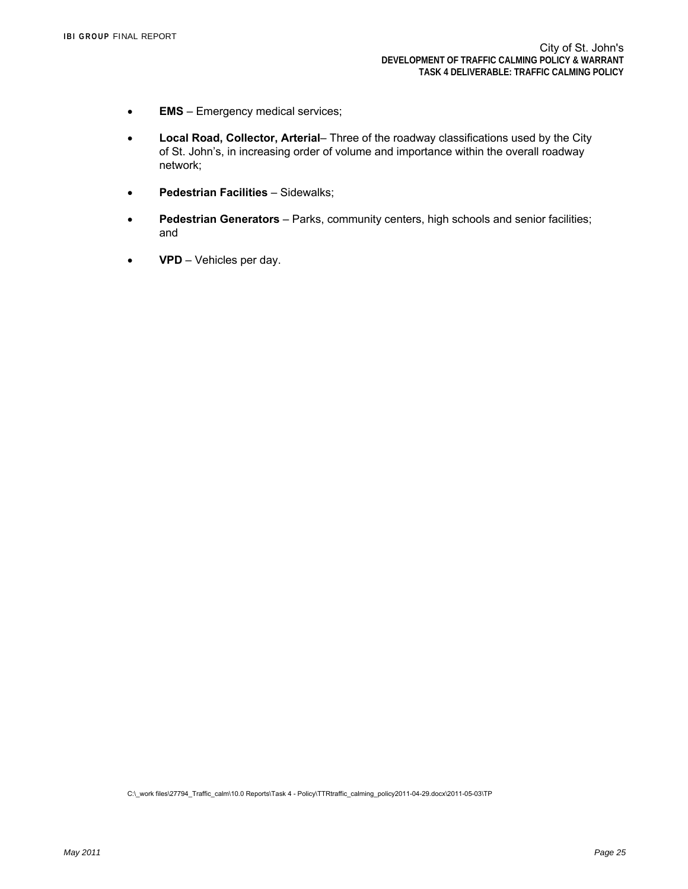- **EMS** – Emergency medical services;

- **Local Road, Collector, Arterial**– Three of the roadway classifications used by the City of St. John's, in increasing order of volume and importance within the overall roadway network;

- **Pedestrian Facilities** – Sidewalks;

- **Pedestrian Generators** – Parks, community centers, high schools and senior facilities; and

- **VPD** – Vehicles per day.

C:\_work files\27794_Traffic_calm\10.0 Reports\Task 4 - Policy\TTRtraffic_calming_policy2011-04-29.docx\2011-05-03\TP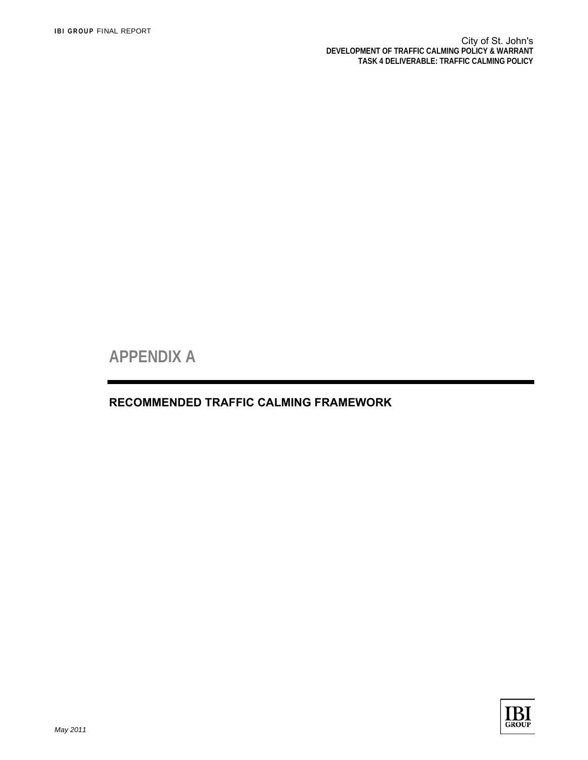# APPENDIX A

## RECOMMENDED TRAFFIC CALMING FRAMEWORK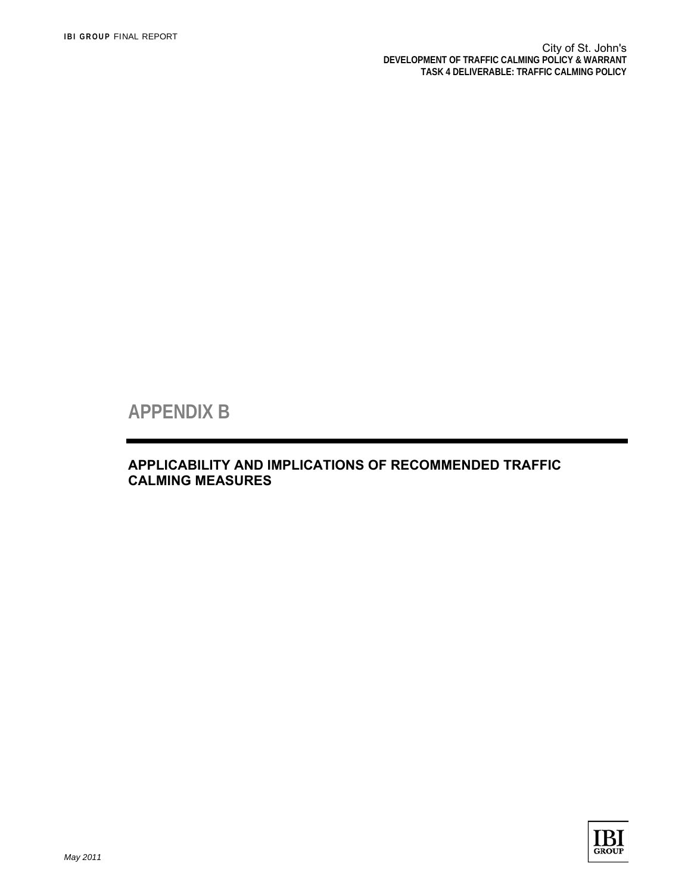# APPENDIX B

## APPLICABILITY AND IMPLICATIONS OF RECOMMENDED TRAFFIC CALMING MEASURES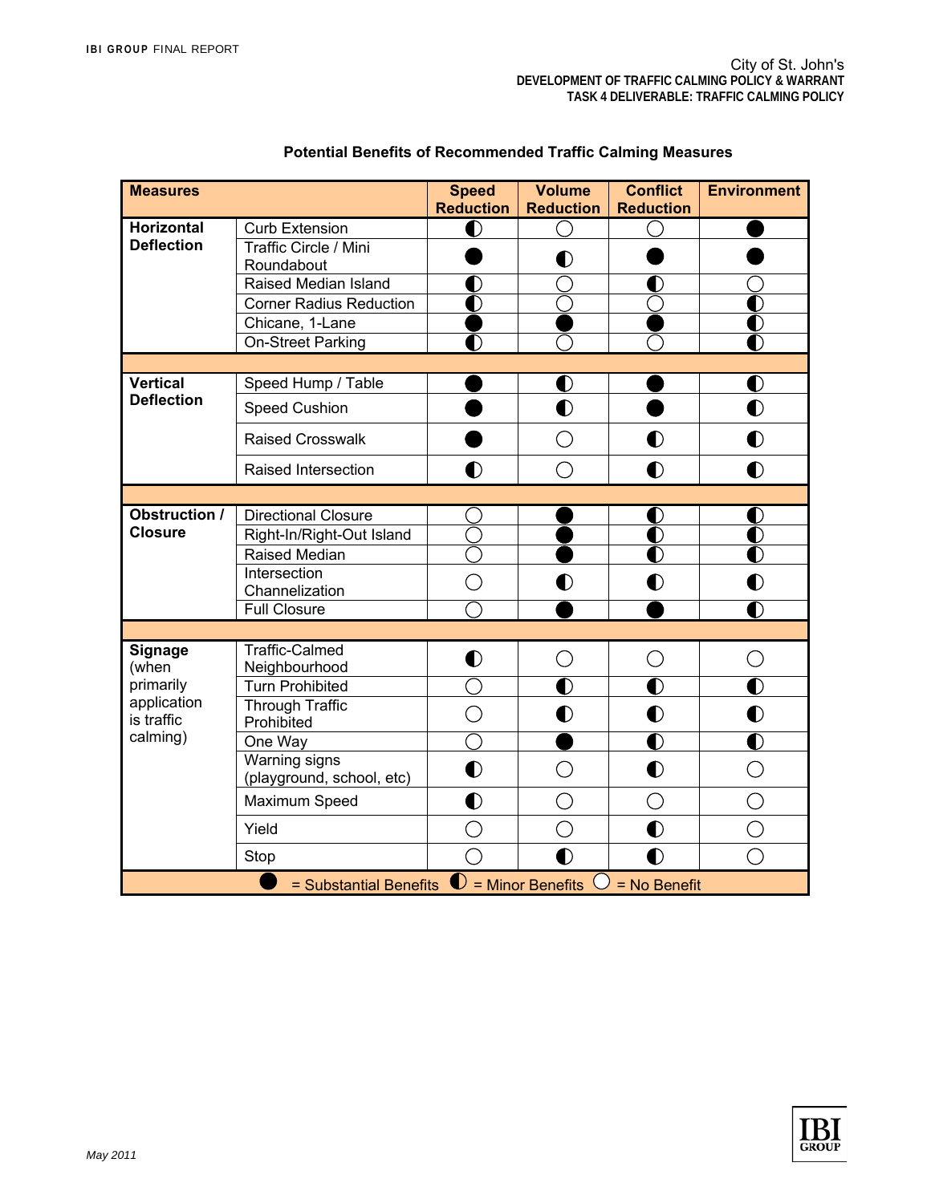### Potential Benefits of Recommended Traffic Calming Measures

| Measures | | Speed Reduction | Volume Reduction | Conflict Reduction | Environment |
|---|---|---|---|---|---|
| **Horizontal Deflection** | Curb Extension | ◐ | ○ | ○ | ● |
| | Traffic Circle / Mini Roundabout | ● | ◐ | ● | ● |
| | Raised Median Island | ◐ | ○ | ◐ | ○ |
| | Corner Radius Reduction | ◐ | ○ | ○ | ◐ |
| | Chicane, 1-Lane | ● | ● | ● | ◐ |
| | On-Street Parking | ◐ | ○ | ○ | ◐ |
| **Vertical Deflection** | Speed Hump / Table | ● | ◐ | ● | ◐ |
| | Speed Cushion | ● | ◐ | ● | ◐ |
| | Raised Crosswalk | ● | ○ | ◐ | ◐ |
| | Raised Intersection | ◐ | ○ | ◐ | ◐ |
| **Obstruction / Closure** | Directional Closure | ○ | ● | ◐ | ◐ |
| | Right-In/Right-Out Island | ○ | ● | ◐ | ◐ |
| | Raised Median | ○ | ● | ◐ | ◐ |
| | Intersection Channelization | ○ | ◐ | ◐ | ◐ |
| | Full Closure | ○ | ● | ● | ◐ |
| **Signage** (when primarily application is traffic calming) | Traffic-Calmed Neighbourhood | ◐ | ○ | ○ | ○ |
| | Turn Prohibited | ○ | ◐ | ◐ | ◐ |
| | Through Traffic Prohibited | ○ | ◐ | ◐ | ◐ |
| | One Way | ○ | ● | ◐ | ◐ |
| | Warning signs (playground, school, etc) | ◐ | ○ | ◐ | ○ |
| | Maximum Speed | ◐ | ○ | ○ | ○ |
| | Yield | ○ | ○ | ◐ | ○ |
| | Stop | ○ | ◐ | ◐ | ○ |

● = Substantial Benefits ◐ = Minor Benefits ○ = No Benefit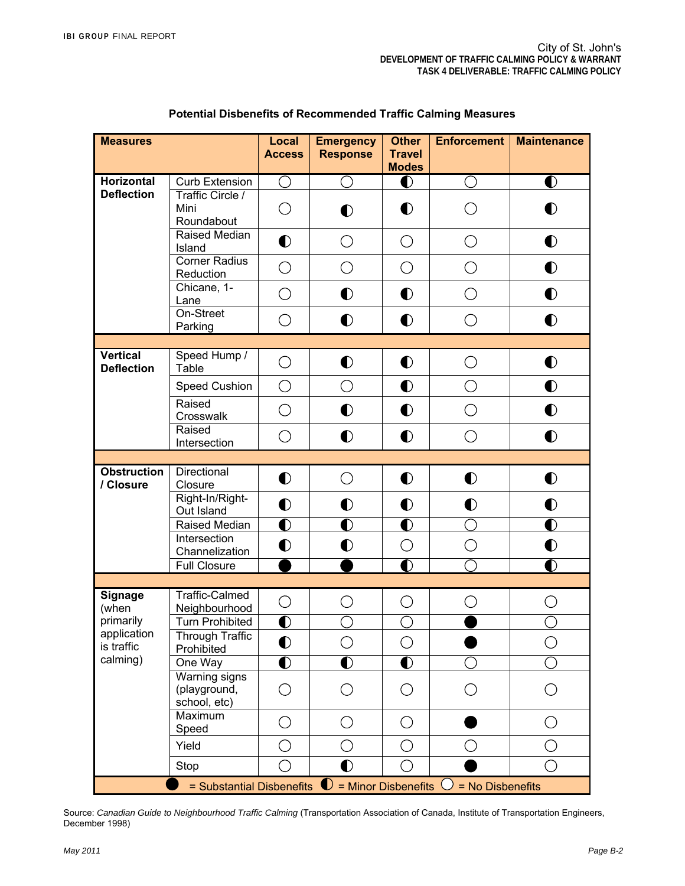**Potential Disbenefits of Recommended Traffic Calming Measures**

| Measures | | Local Access | Emergency Response | Other Travel Modes | Enforcement | Maintenance |
|---|---|---|---|---|---|---|
| **Horizontal Deflection** | Curb Extension | ○ | ○ | ◐ | ○ | ◐ |
| | Traffic Circle / Mini Roundabout | ○ | ◐ | ◐ | ○ | ◐ |
| | Raised Median Island | ◐ | ○ | ○ | ○ | ◐ |
| | Corner Radius Reduction | ○ | ○ | ○ | ○ | ◐ |
| | Chicane, 1-Lane | ○ | ◐ | ◐ | ○ | ◐ |
| | On-Street Parking | ○ | ◐ | ◐ | ○ | ◐ |
| | | | | | | |
| **Vertical Deflection** | Speed Hump / Table | ○ | ◐ | ◐ | ○ | ◐ |
| | Speed Cushion | ○ | ○ | ◐ | ○ | ◐ |
| | Raised Crosswalk | ○ | ◐ | ◐ | ○ | ◐ |
| | Raised Intersection | ○ | ◐ | ◐ | ○ | ◐ |
| | | | | | | |
| **Obstruction / Closure** | Directional Closure | ◐ | ○ | ◐ | ◐ | ◐ |
| | Right-In/Right-Out Island | ◐ | ◐ | ◐ | ◐ | ◐ |
| | Raised Median | ◐ | ◐ | ◐ | ○ | ◐ |
| | Intersection Channelization | ◐ | ◐ | ○ | ○ | ◐ |
| | Full Closure | ● | ● | ◐ | ○ | ◐ |
| | | | | | | |
| **Signage** (when primarily application is traffic calming) | Traffic-Calmed Neighbourhood | ○ | ○ | ○ | ○ | ○ |
| | Turn Prohibited | ◐ | ○ | ○ | ● | ○ |
| | Through Traffic Prohibited | ◐ | ○ | ○ | ● | ○ |
| | One Way | ◐ | ◐ | ◐ | ○ | ○ |
| | Warning signs (playground, school, etc) | ○ | ○ | ○ | ○ | ○ |
| | Maximum Speed | ○ | ○ | ○ | ● | ○ |
| | Yield | ○ | ○ | ○ | ○ | ○ |
| | Stop | ○ | ◐ | ○ | ● | ○ |

● = Substantial Disbenefits ◐ = Minor Disbenefits ○ = No Disbenefits

Source: *Canadian Guide to Neighbourhood Traffic Calming* (Transportation Association of Canada, Institute of Transportation Engineers, December 1998)